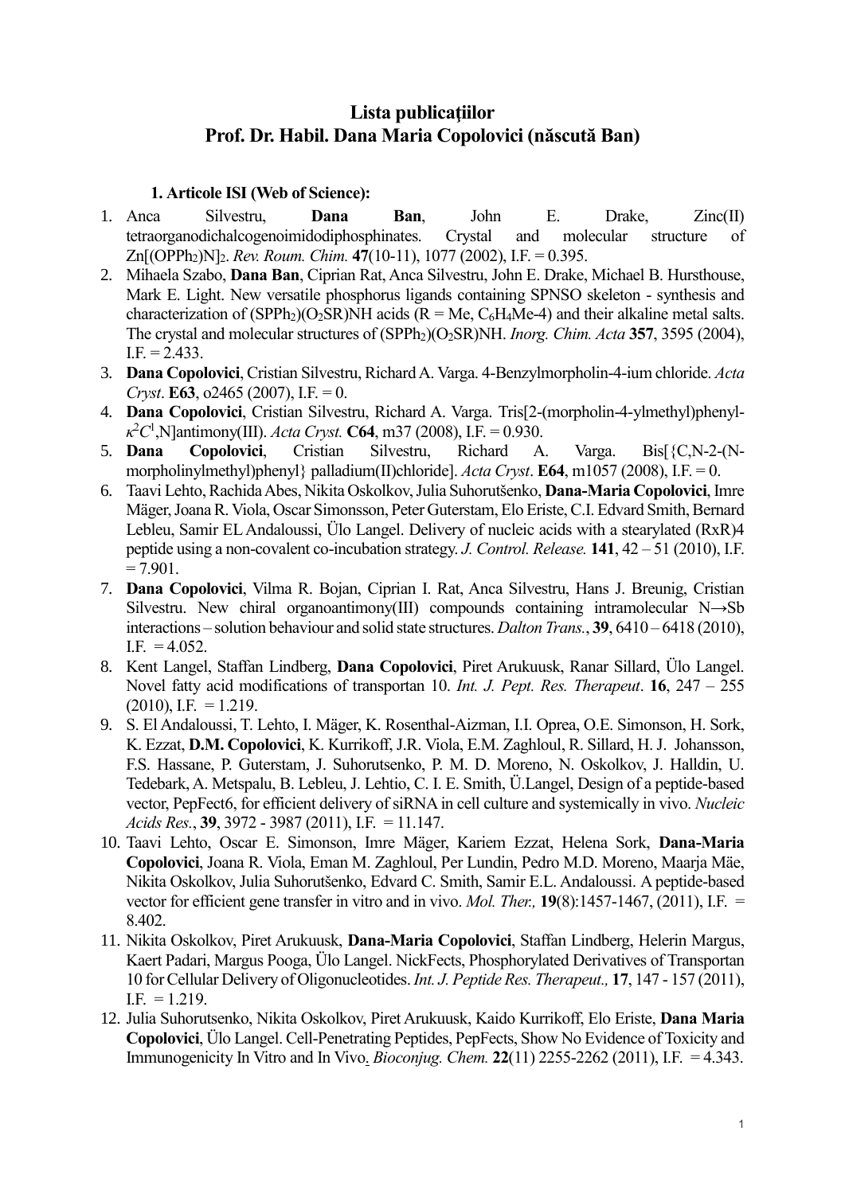# Lista publicaţiilor
# Prof. Dr. Habil. Dana Maria Copolovici (născută Ban)

### 1. Articole ISI (Web of Science):

1. Anca Silvestru, **Dana Ban**, John E. Drake, Zinc(II) tetraorganodichalcogenoimidodiphosphinates. Crystal and molecular structure of $Zn[(OPPh_2)N]_2$. *Rev. Roum. Chim.* **47**(10-11), 1077 (2002), I.F. = 0.395.
2. Mihaela Szabo, **Dana Ban**, Ciprian Rat, Anca Silvestru, John E. Drake, Michael B. Hursthouse, Mark E. Light. New versatile phosphorus ligands containing SPNSO skeleton - synthesis and characterization of $(SPPh_2)(O_2SR)NH$ acids (R = Me, $C_6H_4Me$-4) and their alkaline metal salts. The crystal and molecular structures of $(SPPh_2)(O_2SR)NH$. *Inorg. Chim. Acta* **357**, 3595 (2004), I.F. = 2.433.
3. **Dana Copolovici**, Cristian Silvestru, Richard A. Varga. 4-Benzylmorpholin-4-ium chloride. *Acta Cryst*. **E63**, o2465 (2007), I.F. = 0.
4. **Dana Copolovici**, Cristian Silvestru, Richard A. Varga. Tris[2-(morpholin-4-ylmethyl)phenyl-$\kappa^2C^1$,N]antimony(III). *Acta Cryst.* **C64**, m37 (2008), I.F. = 0.930.
5. **Dana Copolovici**, Cristian Silvestru, Richard A. Varga. Bis[{C,N-2-(N-morpholinylmethyl)phenyl} palladium(II)chloride]. *Acta Cryst*. **E64**, m1057 (2008), I.F. = 0.
6. Taavi Lehto, Rachida Abes, Nikita Oskolkov, Julia Suhorutšenko, **Dana-Maria Copolovici**, Imre Mäger, Joana R. Viola, Oscar Simonsson, Peter Guterstam, Elo Eriste, C.I. Edvard Smith, Bernard Lebleu, Samir EL Andaloussi, Ülo Langel. Delivery of nucleic acids with a stearylated (RxR)4 peptide using a non-covalent co-incubation strategy. *J. Control. Release.* **141**, 42 – 51 (2010), I.F. = 7.901.
7. **Dana Copolovici**, Vilma R. Bojan, Ciprian I. Rat, Anca Silvestru, Hans J. Breunig, Cristian Silvestru. New chiral organoantimony(III) compounds containing intramolecular N→Sb interactions – solution behaviour and solid state structures. *Dalton Trans.*, **39**, 6410 – 6418 (2010), I.F. = 4.052.
8. Kent Langel, Staffan Lindberg, **Dana Copolovici**, Piret Arukuusk, Ranar Sillard, Ülo Langel. Novel fatty acid modifications of transportan 10. *Int. J. Pept. Res. Therapeut*. **16**, 247 – 255 (2010), I.F. = 1.219.
9. S. El Andaloussi, T. Lehto, I. Mäger, K. Rosenthal-Aizman, I.I. Oprea, O.E. Simonson, H. Sork, K. Ezzat, **D.M. Copolovici**, K. Kurrikoff, J.R. Viola, E.M. Zaghloul, R. Sillard, H. J. Johansson, F.S. Hassane, P. Guterstam, J. Suhorutsenko, P. M. D. Moreno, N. Oskolkov, J. Halldin, U. Tedebark, A. Metspalu, B. Lebleu, J. Lehtio, C. I. E. Smith, Ü.Langel, Design of a peptide-based vector, PepFect6, for efficient delivery of siRNA in cell culture and systemically in vivo. *Nucleic Acids Res.*, **39**, 3972 - 3987 (2011), I.F. = 11.147.
10. Taavi Lehto, Oscar E. Simonson, Imre Mäger, Kariem Ezzat, Helena Sork, **Dana-Maria Copolovici**, Joana R. Viola, Eman M. Zaghloul, Per Lundin, Pedro M.D. Moreno, Maarja Mäe, Nikita Oskolkov, Julia Suhorutšenko, Edvard C. Smith, Samir E.L. Andaloussi. A peptide-based vector for efficient gene transfer in vitro and in vivo. *Mol. Ther.,* **19**(8):1457-1467, (2011), I.F. = 8.402.
11. Nikita Oskolkov, Piret Arukuusk, **Dana-Maria Copolovici**, Staffan Lindberg, Helerin Margus, Kaert Padari, Margus Pooga, Ülo Langel. NickFects, Phosphorylated Derivatives of Transportan 10 for Cellular Delivery of Oligonucleotides. *Int. J. Peptide Res. Therapeut.,* **17**, 147 - 157 (2011), I.F. = 1.219.
12. Julia Suhorutsenko, Nikita Oskolkov, Piret Arukuusk, Kaido Kurrikoff, Elo Eriste, **Dana Maria Copolovici**, Ülo Langel. Cell-Penetrating Peptides, PepFects, Show No Evidence of Toxicity and Immunogenicity In Vitro and In Vivo. *Bioconjug. Chem.* **22**(11) 2255-2262 (2011), I.F. = 4.343.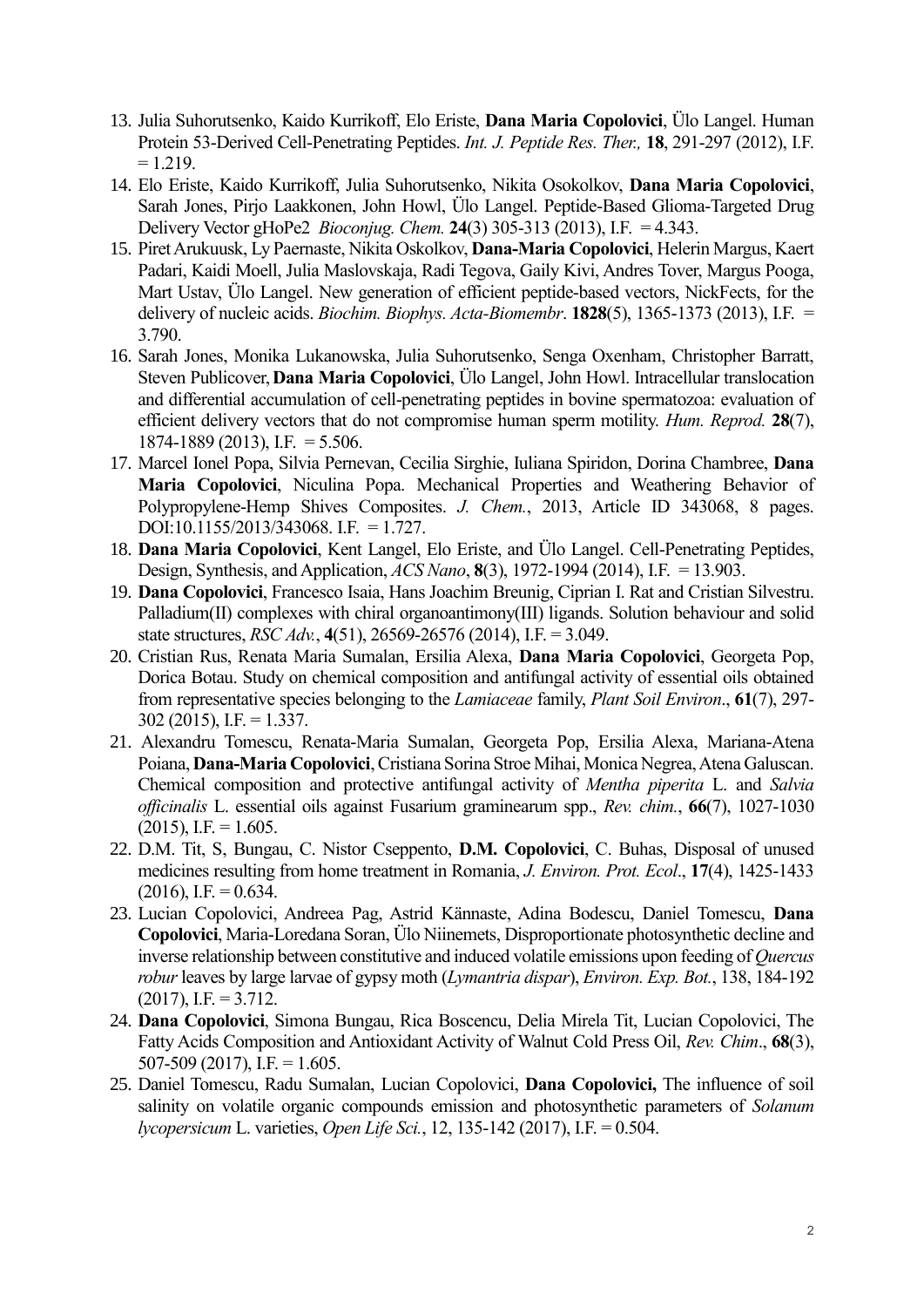13. Julia Suhorutsenko, Kaido Kurrikoff, Elo Eriste, **Dana Maria Copolovici**, Ülo Langel. Human Protein 53-Derived Cell-Penetrating Peptides. *Int. J. Peptide Res. Ther.,* **18**, 291-297 (2012), I.F. = 1.219.
14. Elo Eriste, Kaido Kurrikoff, Julia Suhorutsenko, Nikita Osokolkov, **Dana Maria Copolovici**, Sarah Jones, Pirjo Laakkonen, John Howl, Ülo Langel. Peptide-Based Glioma-Targeted Drug Delivery Vector gHoPe2 *Bioconjug. Chem.* **24**(3) 305-313 (2013), I.F. = 4.343.
15. Piret Arukuusk, Ly Paernaste, Nikita Oskolkov, **Dana-Maria Copolovici**, Helerin Margus, Kaert Padari, Kaidi Moell, Julia Maslovskaja, Radi Tegova, Gaily Kivi, Andres Tover, Margus Pooga, Mart Ustav, Ülo Langel. New generation of efficient peptide-based vectors, NickFects, for the delivery of nucleic acids. *Biochim. Biophys. Acta-Biomembr*. **1828**(5), 1365-1373 (2013), I.F. = 3.790.
16. Sarah Jones, Monika Lukanowska, Julia Suhorutsenko, Senga Oxenham, Christopher Barratt, Steven Publicover, **Dana Maria Copolovici**, Ülo Langel, John Howl. Intracellular translocation and differential accumulation of cell-penetrating peptides in bovine spermatozoa: evaluation of efficient delivery vectors that do not compromise human sperm motility. *Hum. Reprod.* **28**(7), 1874-1889 (2013), I.F. = 5.506.
17. Marcel Ionel Popa, Silvia Pernevan, Cecilia Sirghie, Iuliana Spiridon, Dorina Chambree, **Dana Maria Copolovici**, Niculina Popa. Mechanical Properties and Weathering Behavior of Polypropylene-Hemp Shives Composites. *J. Chem.*, 2013, Article ID 343068, 8 pages. DOI:10.1155/2013/343068. I.F. = 1.727.
18. **Dana Maria Copolovici**, Kent Langel, Elo Eriste, and Ülo Langel. Cell-Penetrating Peptides, Design, Synthesis, and Application, *ACS Nano*, **8**(3), 1972-1994 (2014), I.F. = 13.903.
19. **Dana Copolovici**, Francesco Isaia, Hans Joachim Breunig, Ciprian I. Rat and Cristian Silvestru. Palladium(II) complexes with chiral organoantimony(III) ligands. Solution behaviour and solid state structures, *RSC Adv.*, **4**(51), 26569-26576 (2014), I.F. = 3.049.
20. Cristian Rus, Renata Maria Sumalan, Ersilia Alexa, **Dana Maria Copolovici**, Georgeta Pop, Dorica Botau. Study on chemical composition and antifungal activity of essential oils obtained from representative species belonging to the *Lamiaceae* family, *Plant Soil Environ*., **61**(7), 297-302 (2015), I.F. = 1.337.
21. Alexandru Tomescu, Renata-Maria Sumalan, Georgeta Pop, Ersilia Alexa, Mariana-Atena Poiana, **Dana-Maria Copolovici**, Cristiana Sorina Stroe Mihai, Monica Negrea, Atena Galuscan. Chemical composition and protective antifungal activity of *Mentha piperita* L. and *Salvia officinalis* L. essential oils against Fusarium graminearum spp., *Rev. chim.*, **66**(7), 1027-1030 (2015), I.F. = 1.605.
22. D.M. Tit, S, Bungau, C. Nistor Cseppento, **D.M. Copolovici**, C. Buhas, Disposal of unused medicines resulting from home treatment in Romania, *J. Environ. Prot. Ecol*., **17**(4), 1425-1433 (2016), I.F. = 0.634.
23. Lucian Copolovici, Andreea Pag, Astrid Kännaste, Adina Bodescu, Daniel Tomescu, **Dana Copolovici**, Maria-Loredana Soran, Ülo Niinemets, Disproportionate photosynthetic decline and inverse relationship between constitutive and induced volatile emissions upon feeding of *Quercus robur* leaves by large larvae of gypsy moth (*Lymantria dispar*), *Environ. Exp. Bot.*, 138, 184-192 (2017), I.F. = 3.712.
24. **Dana Copolovici**, Simona Bungau, Rica Boscencu, Delia Mirela Tit, Lucian Copolovici, The Fatty Acids Composition and Antioxidant Activity of Walnut Cold Press Oil, *Rev. Chim*., **68**(3), 507-509 (2017), I.F. = 1.605.
25. Daniel Tomescu, Radu Sumalan, Lucian Copolovici, **Dana Copolovici,** The influence of soil salinity on volatile organic compounds emission and photosynthetic parameters of *Solanum lycopersicum* L. varieties, *Open Life Sci.*, 12, 135-142 (2017), I.F. = 0.504.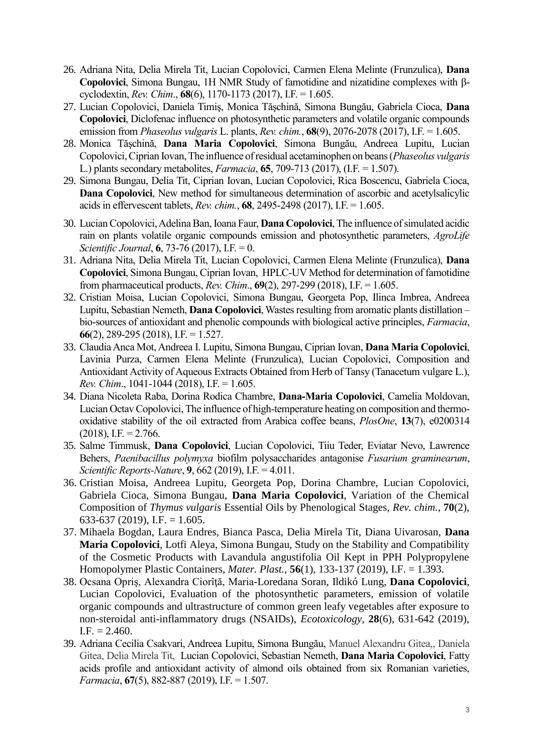26. Adriana Nita, Delia Mirela Tit, Lucian Copolovici, Carmen Elena Melinte (Frunzulica), **Dana Copolovici**, Simona Bungau, 1H NMR Study of famotidine and nizatidine complexes with β-cyclodextin, *Rev. Chim*., **68**(6), 1170-1173 (2017), I.F. = 1.605.
27. Lucian Copolovici, Daniela Timiş, Monica Tăşchină, Simona Bungău, Gabriela Cioca, **Dana Copolovici**, Diclofenac influence on photosynthetic parameters and volatile organic compounds emission from *Phaseolus vulgaris* L. plants, *Rev. chim.*, **68**(9), 2076-2078 (2017), I.F. = 1.605.
28. Monica Tăşchină, **Dana Maria Copolovici**, Simona Bungău, Andreea Lupitu, Lucian Copolovici, Ciprian Iovan, The influence of residual acetaminophen on beans (*Phaseolus vulgaris* L.) plants secondary metabolites, *Farmacia*, **65**, 709-713 (2017), (I.F. = 1.507).
29. Simona Bungau, Delia Tit, Ciprian Iovan, Lucian Copolovici, Rica Boscencu, Gabriela Cioca, **Dana Copolovici**, New method for simultaneous determination of ascorbic and acetylsalicylic acids in effervescent tablets, *Rev. chim.*, **68**, 2495-2498 (2017), I.F. = 1.605.
30. Lucian Copolovici, Adelina Ban, Ioana Faur, **Dana Copolovici**, The influence of simulated acidic rain on plants volatile organic compounds emission and photosynthetic parameters, *AgroLife Scientific Journal*, **6**, 73-76 (2017), I.F. = 0.
31. Adriana Nita, Delia Mirela Tit, Lucian Copolovici, Carmen Elena Melinte (Frunzulica), **Dana Copolovici**, Simona Bungau, Ciprian Iovan, HPLC-UV Method for determination of famotidine from pharmaceutical products, *Rev. Chim*., **69**(2), 297-299 (2018), I.F. = 1.605.
32. Cristian Moisa, Lucian Copolovici, Simona Bungau, Georgeta Pop, Ilinca Imbrea, Andreea Lupitu, Sebastian Nemeth, **Dana Copolovici**, Wastes resulting from aromatic plants distillation – bio-sources of antioxidant and phenolic compounds with biological active principles, *Farmacia*, **66**(2), 289-295 (2018), I.F. = 1.527.
33. Claudia Anca Mot, Andreea I. Lupitu, Simona Bungau, Ciprian Iovan, **Dana Maria Copolovici**, Lavinia Purza, Carmen Elena Melinte (Frunzulica), Lucian Copolovici, Composition and Antioxidant Activity of Aqueous Extracts Obtained from Herb of Tansy (Tanacetum vulgare L.), *Rev. Chim*., 1041-1044 (2018), I.F. = 1.605.
34. Diana Nicoleta Raba, Dorina Rodica Chambre, **Dana-Maria Copolovici**, Camelia Moldovan, Lucian Octav Copolovici, The influence of high-temperature heating on composition and thermo-oxidative stability of the oil extracted from Arabica coffee beans, *PlosOne*, **13**(7), e0200314 (2018), I.F. = 2.766.
35. Salme Timmusk, **Dana Copolovici**, Lucian Copolovici, Tiiu Teder, Eviatar Nevo, Lawrence Behers, *Paenibacillus polymyxa* biofilm polysaccharides antagonise *Fusarium graminearum*, *Scientific Reports-Nature*, **9**, 662 (2019), I.F. = 4.011.
36. Cristian Moisa, Andreea Lupitu, Georgeta Pop, Dorina Chambre, Lucian Copolovici, Gabriela Cioca, Simona Bungau, **Dana Maria Copolovici**, Variation of the Chemical Composition of *Thymus vulgaris* Essential Oils by Phenological Stages, *Rev. chim.*, **70**(2), 633-637 (2019), I.F. = 1.605.
37. Mihaela Bogdan, Laura Endres, Bianca Pasca, Delia Mirela Tit, Diana Uivarosan, **Dana Maria Copolovici**, Lotfi Aleya, Simona Bungau, Study on the Stability and Compatibility of the Cosmetic Products with Lavandula angustifolia Oil Kept in PPH Polypropylene Homopolymer Plastic Containers, *Mater. Plast.*, **56**(1), 133-137 (2019), I.F. = 1.393.
38. Ocsana Opriş, Alexandra Ciorîţă, Maria-Loredana Soran, Ildikó Lung, **Dana Copolovici**, Lucian Copolovici, Evaluation of the photosynthetic parameters, emission of volatile organic compounds and ultrastructure of common green leafy vegetables after exposure to non-steroidal anti-inflammatory drugs (NSAIDs), *Ecotoxicology*, **28**(6), 631-642 (2019), I.F. = 2.460.
39. Adriana Cecilia Csakvari, Andreea Lupitu, Simona Bungău, Manuel Alexandru Gitea,, Daniela Gitea, Delia Mirela Tit, Lucian Copolovici, Sebastian Nemeth, **Dana Maria Copolovici**, Fatty acids profile and antioxidant activity of almond oils obtained from six Romanian varieties, *Farmacia*, **67**(5), 882-887 (2019), I.F. = 1.507.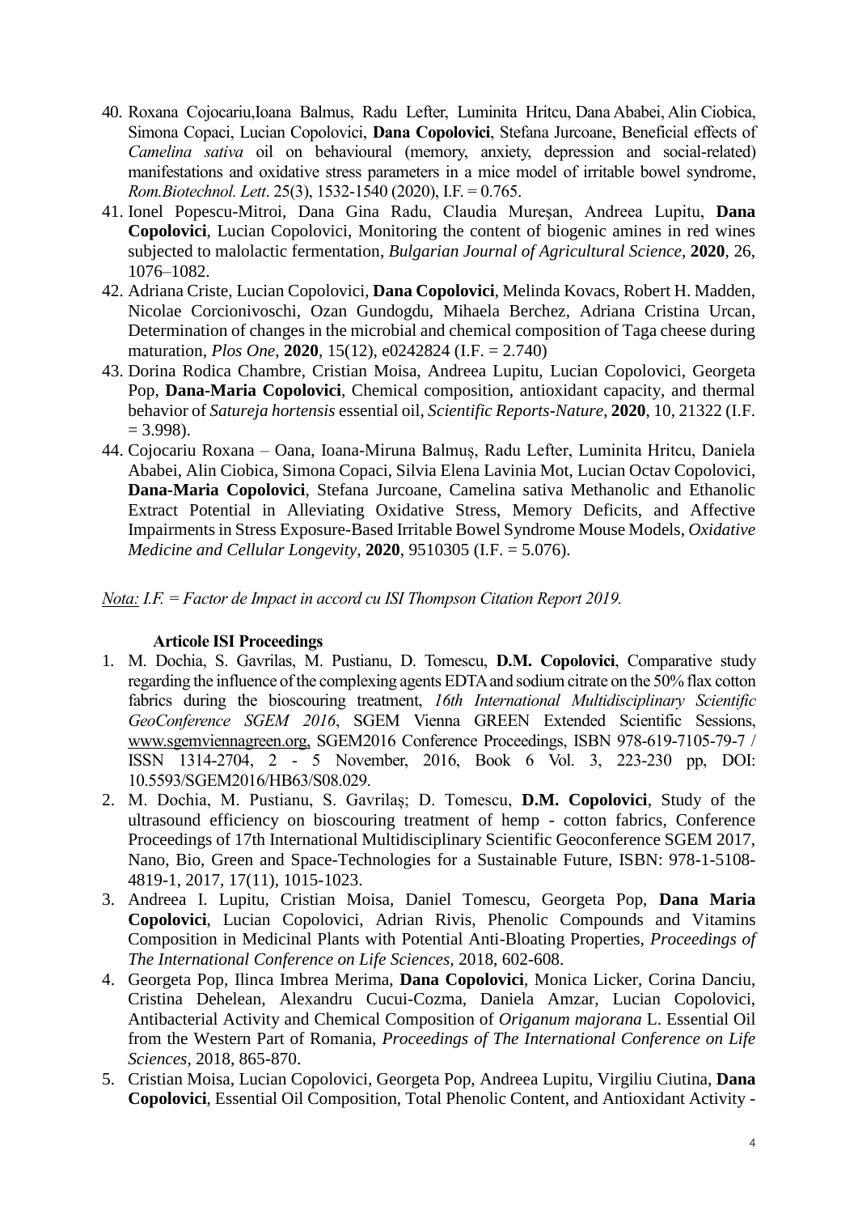40. Roxana Cojocariu,Ioana Balmus, Radu Lefter, Luminita Hritcu, Dana Ababei, Alin Ciobica, Simona Copaci, Lucian Copolovici, **Dana Copolovici**, Stefana Jurcoane, Beneficial effects of *Camelina sativa* oil on behavioural (memory, anxiety, depression and social-related) manifestations and oxidative stress parameters in a mice model of irritable bowel syndrome, *Rom.Biotechnol. Lett*. 25(3), 1532-1540 (2020), I.F. = 0.765.
41. Ionel Popescu-Mitroi, Dana Gina Radu, Claudia Mureşan, Andreea Lupitu, **Dana Copolovici**, Lucian Copolovici, Monitoring the content of biogenic amines in red wines subjected to malolactic fermentation, *Bulgarian Journal of Agricultural Science*, **2020**, 26, 1076–1082.
42. Adriana Criste, Lucian Copolovici, **Dana Copolovici**, Melinda Kovacs, Robert H. Madden, Nicolae Corcionivoschi, Ozan Gundogdu, Mihaela Berchez, Adriana Cristina Urcan, Determination of changes in the microbial and chemical composition of Taga cheese during maturation, *Plos One*, **2020**, 15(12), e0242824 (I.F. = 2.740)
43. Dorina Rodica Chambre, Cristian Moisa, Andreea Lupitu, Lucian Copolovici, Georgeta Pop, **Dana-Maria Copolovici**, Chemical composition, antioxidant capacity, and thermal behavior of *Satureja hortensis* essential oil, *Scientific Reports-Nature*, **2020**, 10, 21322 (I.F. = 3.998).
44. Cojocariu Roxana – Oana, Ioana-Miruna Balmuș, Radu Lefter, Luminita Hritcu, Daniela Ababei, Alin Ciobica, Simona Copaci, Silvia Elena Lavinia Mot, Lucian Octav Copolovici, **Dana-Maria Copolovici**, Stefana Jurcoane, Camelina sativa Methanolic and Ethanolic Extract Potential in Alleviating Oxidative Stress, Memory Deficits, and Affective Impairments in Stress Exposure-Based Irritable Bowel Syndrome Mouse Models, *Oxidative Medicine and Cellular Longevity*, **2020**, 9510305 (I.F. = 5.076).

*Nota: I.F. = Factor de Impact in accord cu ISI Thompson Citation Report 2019.*

**Articole ISI Proceedings**

1. M. Dochia, S. Gavrilas, M. Pustianu, D. Tomescu, **D.M. Copolovici**, Comparative study regarding the influence of the complexing agents EDTA and sodium citrate on the 50% flax cotton fabrics during the bioscouring treatment, *16th International Multidisciplinary Scientific GeoConference SGEM 2016*, SGEM Vienna GREEN Extended Scientific Sessions, www.sgemviennagreen.org, SGEM2016 Conference Proceedings, ISBN 978-619-7105-79-7 / ISSN 1314-2704, 2 - 5 November, 2016, Book 6 Vol. 3, 223-230 pp, DOI: 10.5593/SGEM2016/HB63/S08.029.
2. M. Dochia, M. Pustianu, S. Gavrilaș; D. Tomescu, **D.M. Copolovici**, Study of the ultrasound efficiency on bioscouring treatment of hemp - cotton fabrics, Conference Proceedings of 17th International Multidisciplinary Scientific Geoconference SGEM 2017, Nano, Bio, Green and Space-Technologies for a Sustainable Future, ISBN: 978-1-5108-4819-1, 2017, 17(11), 1015-1023.
3. Andreea I. Lupitu, Cristian Moisa, Daniel Tomescu, Georgeta Pop, **Dana Maria Copolovici**, Lucian Copolovici, Adrian Rivis, Phenolic Compounds and Vitamins Composition in Medicinal Plants with Potential Anti-Bloating Properties, *Proceedings of The International Conference on Life Sciences*, 2018, 602-608.
4. Georgeta Pop, Ilinca Imbrea Merima, **Dana Copolovici**, Monica Licker, Corina Danciu, Cristina Dehelean, Alexandru Cucui-Cozma, Daniela Amzar, Lucian Copolovici, Antibacterial Activity and Chemical Composition of *Origanum majorana* L. Essential Oil from the Western Part of Romania, *Proceedings of The International Conference on Life Sciences*, 2018, 865-870.
5. Cristian Moisa, Lucian Copolovici, Georgeta Pop, Andreea Lupitu, Virgiliu Ciutina, **Dana Copolovici**, Essential Oil Composition, Total Phenolic Content, and Antioxidant Activity -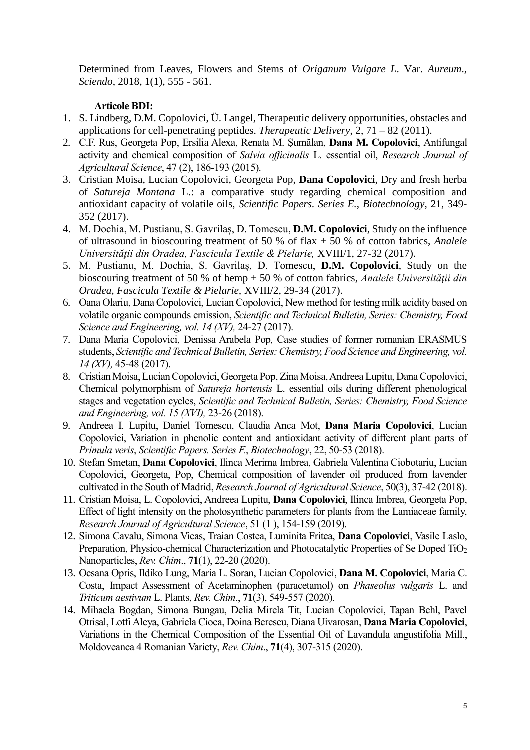Determined from Leaves, Flowers and Stems of *Origanum Vulgare L*. Var. *Aureum*., *Sciendo*, 2018, 1(1), 555 - 561.

**Articole BDI:**

1. S. Lindberg, D.M. Copolovici, Ü. Langel, Therapeutic delivery opportunities, obstacles and applications for cell-penetrating peptides. *Therapeutic Delivery*, 2, 71 – 82 (2011).
2. C.F. Rus, Georgeta Pop, Ersilia Alexa, Renata M. Șumălan, **Dana M. Copolovici**, Antifungal activity and chemical composition of *Salvia officinalis* L. essential oil, *Research Journal of Agricultural Science*, 47 (2), 186-193 (2015).
3. Cristian Moisa, Lucian Copolovici, Georgeta Pop, **Dana Copolovici**, Dry and fresh herba of *Satureja Montana* L.: a comparative study regarding chemical composition and antioxidant capacity of volatile oils, *Scientific Papers. Series E., Biotechnology*, 21, 349-352 (2017).
4. M. Dochia, M. Pustianu, S. Gavrilaș, D. Tomescu, **D.M. Copolovici**, Study on the influence of ultrasound in bioscouring treatment of 50 % of flax + 50 % of cotton fabrics, *Analele Universității din Oradea, Fascicula Textile & Pielarie,* XVIII/1, 27-32 (2017).
5. M. Pustianu, M. Dochia, S. Gavrilaș, D. Tomescu, **D.M. Copolovici**, Study on the bioscouring treatment of 50 % of hemp + 50 % of cotton fabrics, *Analele Universității din Oradea, Fascicula Textile & Pielarie*, XVIII/2, 29-34 (2017).
6. Oana Olariu, Dana Copolovici, Lucian Copolovici, New method for testing milk acidity based on volatile organic compounds emission, *Scientific and Technical Bulletin, Series: Chemistry, Food Science and Engineering, vol. 14 (XV),* 24-27 (2017).
7. Dana Maria Copolovici, Denissa Arabela Pop*,* Case studies of former romanian ERASMUS students, *Scientific and Technical Bulletin, Series: Chemistry, Food Science and Engineering, vol. 14 (XV),* 45-48 (2017).
8. Cristian Moisa, Lucian Copolovici, Georgeta Pop, Zina Moisa, Andreea Lupitu, Dana Copolovici, Chemical polymorphism of *Satureja hortensis* L. essential oils during different phenological stages and vegetation cycles, *Scientific and Technical Bulletin, Series: Chemistry, Food Science and Engineering, vol. 15 (XVI),* 23-26 (2018).
9. Andreea I. Lupitu, Daniel Tomescu, Claudia Anca Mot, **Dana Maria Copolovici**, Lucian Copolovici, Variation in phenolic content and antioxidant activity of different plant parts of *Primula veris*, *Scientific Papers. Series F., Biotechnology*, 22, 50-53 (2018).
10. Stefan Smetan, **Dana Copolovici**, Ilinca Merima Imbrea, Gabriela Valentina Ciobotariu, Lucian Copolovici, Georgeta, Pop, Chemical composition of lavender oil produced from lavender cultivated in the South of Madrid, *Research Journal of Agricultural Science*, 50(3), 37-42 (2018).
11. Cristian Moisa, L. Copolovici, Andreea Lupitu, **Dana Copolovici**, Ilinca Imbrea, Georgeta Pop, Effect of light intensity on the photosynthetic parameters for plants from the Lamiaceae family, *Research Journal of Agricultural Science*, 51 (1 ), 154-159 (2019).
12. Simona Cavalu, Simona Vicas, Traian Costea, Luminita Fritea, **Dana Copolovici**, Vasile Laslo, Preparation, Physico-chemical Characterization and Photocatalytic Properties of Se Doped $TiO_2$ Nanoparticles, *Rev. Chim*., **71**(1), 22-20 (2020).
13. Ocsana Opris, Ildiko Lung, Maria L. Soran, Lucian Copolovici, **Dana M. Copolovici**, Maria C. Costa, Impact Assessment of Acetaminophen (paracetamol) on *Phaseolus vulgaris* L. and *Triticum aestivum* L. Plants, *Rev. Chim*., **71**(3), 549-557 (2020).
14. Mihaela Bogdan, Simona Bungau, Delia Mirela Tit, Lucian Copolovici, Tapan Behl, Pavel Otrisal, Lotfi Aleya, Gabriela Cioca, Doina Berescu, Diana Uivarosan, **Dana Maria Copolovici**, Variations in the Chemical Composition of the Essential Oil of Lavandula angustifolia Mill., Moldoveanca 4 Romanian Variety, *Rev. Chim*., **71**(4), 307-315 (2020).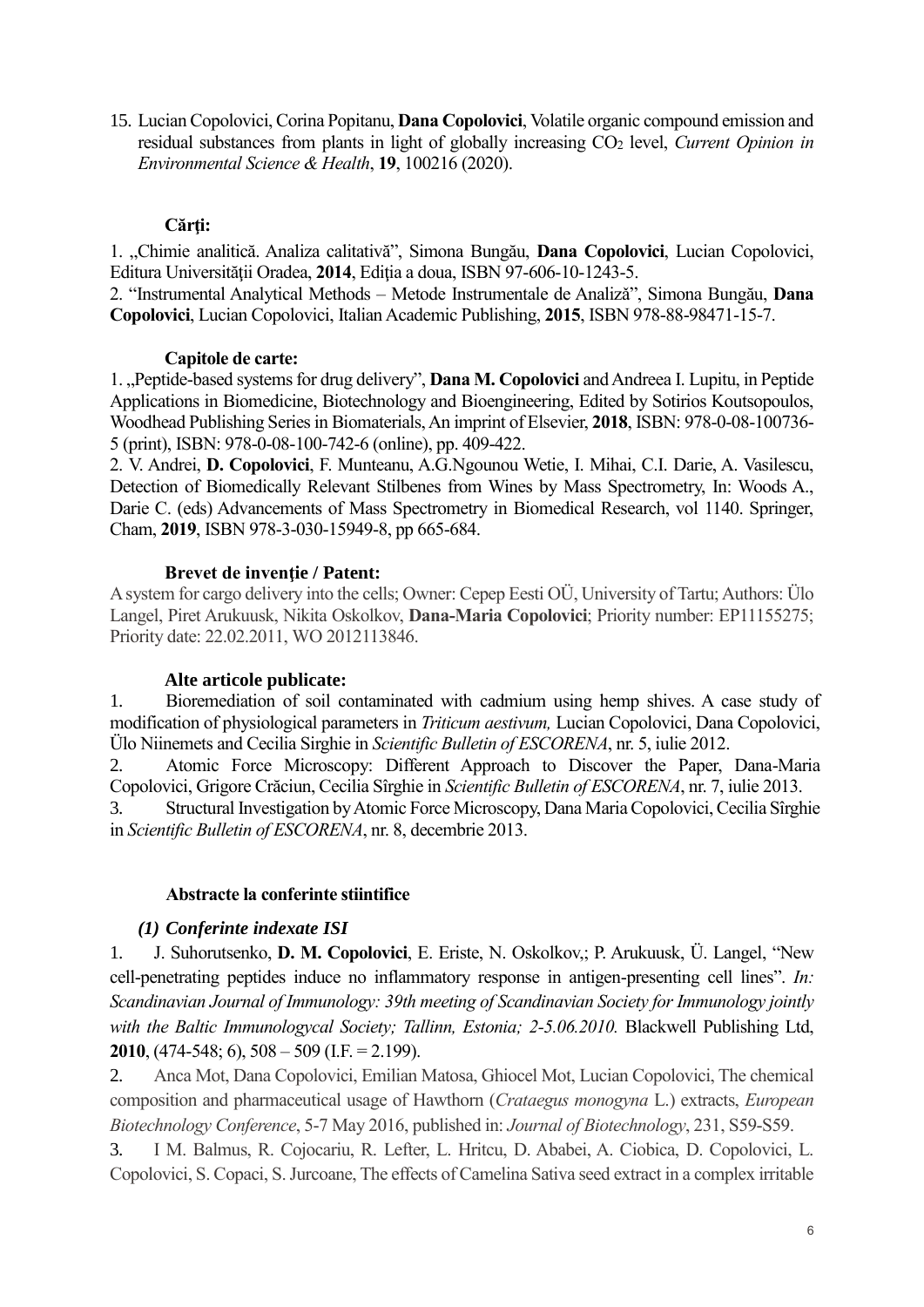15. Lucian Copolovici, Corina Popitanu, **Dana Copolovici**, Volatile organic compound emission and residual substances from plants in light of globally increasing $CO_2$ level, *Current Opinion in Environmental Science & Health*, **19**, 100216 (2020).

### Cărţi:

1. „Chimie analitică. Analiza calitativă", Simona Bungău, **Dana Copolovici**, Lucian Copolovici, Editura Universităţii Oradea, **2014**, Ediţia a doua, ISBN 97-606-10-1243-5.
2. "Instrumental Analytical Methods – Metode Instrumentale de Analiză", Simona Bungău, **Dana Copolovici**, Lucian Copolovici, Italian Academic Publishing, **2015**, ISBN 978-88-98471-15-7.

### Capitole de carte:

1. „Peptide-based systems for drug delivery", **Dana M. Copolovici** and Andreea I. Lupitu, in Peptide Applications in Biomedicine, Biotechnology and Bioengineering, Edited by Sotirios Koutsopoulos, Woodhead Publishing Series in Biomaterials, An imprint of Elsevier, **2018**, ISBN: 978-0-08-100736-5 (print), ISBN: 978-0-08-100-742-6 (online), pp. 409-422.
2. V. Andrei, **D. Copolovici**, F. Munteanu, A.G.Ngounou Wetie, I. Mihai, C.I. Darie, A. Vasilescu, Detection of Biomedically Relevant Stilbenes from Wines by Mass Spectrometry, In: Woods A., Darie C. (eds) Advancements of Mass Spectrometry in Biomedical Research, vol 1140. Springer, Cham, **2019**, ISBN 978-3-030-15949-8, pp 665-684.

### Brevet de invenţie / Patent:

A system for cargo delivery into the cells; Owner: Cepep Eesti OÜ, University of Tartu; Authors: Ülo Langel, Piret Arukuusk, Nikita Oskolkov, **Dana-Maria Copolovici**; Priority number: EP11155275; Priority date: 22.02.2011, WO 2012113846.

### Alte articole publicate:

1. Bioremediation of soil contaminated with cadmium using hemp shives. A case study of modification of physiological parameters in *Triticum aestivum,* Lucian Copolovici, Dana Copolovici, Ülo Niinemets and Cecilia Sirghie in *Scientific Bulletin of ESCORENA*, nr. 5, iulie 2012.
2. Atomic Force Microscopy: Different Approach to Discover the Paper, Dana-Maria Copolovici, Grigore Crăciun, Cecilia Sîrghie in *Scientific Bulletin of ESCORENA*, nr. 7, iulie 2013.
3. Structural Investigation by Atomic Force Microscopy, Dana Maria Copolovici, Cecilia Sîrghie in *Scientific Bulletin of ESCORENA*, nr. 8, decembrie 2013.

### Abstracte la conferinte stiintifice

#### *(1) Conferinte indexate ISI*

1. J. Suhorutsenko, **D. M. Copolovici**, E. Eriste, N. Oskolkov,; P. Arukuusk, Ü. Langel, "New cell-penetrating peptides induce no inflammatory response in antigen-presenting cell lines". *In: Scandinavian Journal of Immunology: 39th meeting of Scandinavian Society for Immunology jointly with the Baltic Immunologycal Society; Tallinn, Estonia; 2-5.06.2010.* Blackwell Publishing Ltd, **2010**, (474-548; 6), 508 – 509 (I.F. = 2.199).
2. Anca Mot, Dana Copolovici, Emilian Matosa, Ghiocel Mot, Lucian Copolovici, The chemical composition and pharmaceutical usage of Hawthorn (*Crataegus monogyna* L.) extracts, *European Biotechnology Conference*, 5-7 May 2016, published in: *Journal of Biotechnology*, 231, S59-S59.
3. I M. Balmus, R. Cojocariu, R. Lefter, L. Hritcu, D. Ababei, A. Ciobica, D. Copolovici, L. Copolovici, S. Copaci, S. Jurcoane, The effects of Camelina Sativa seed extract in a complex irritable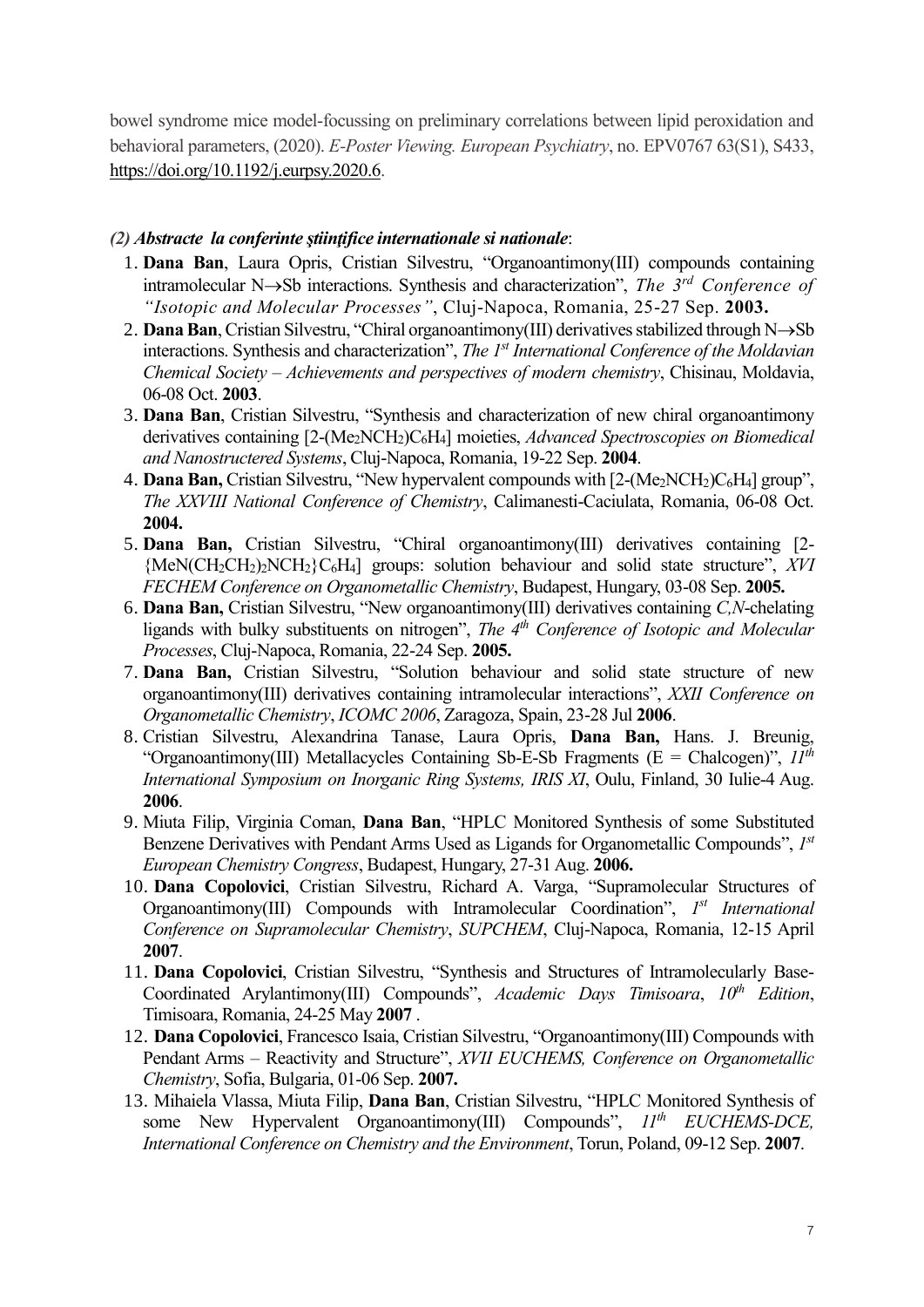bowel syndrome mice model-focussing on preliminary correlations between lipid peroxidation and behavioral parameters, (2020). *E-Poster Viewing. European Psychiatry*, no. EPV0767 63(S1), S433, https://doi.org/10.1192/j.eurpsy.2020.6.

***(2) Abstracte la conferinte ştiinţifice internationale si nationale***:

1. **Dana Ban**, Laura Opris, Cristian Silvestru, "Organoantimony(III) compounds containing intramolecular N→Sb interactions. Synthesis and characterization", *The 3rd Conference of "Isotopic and Molecular Processes"*, Cluj-Napoca, Romania, 25-27 Sep. **2003.**
2. **Dana Ban**, Cristian Silvestru, "Chiral organoantimony(III) derivatives stabilized through N→Sb interactions. Synthesis and characterization", *The 1st International Conference of the Moldavian Chemical Society – Achievements and perspectives of modern chemistry*, Chisinau, Moldavia, 06-08 Oct. **2003**.
3. **Dana Ban**, Cristian Silvestru, "Synthesis and characterization of new chiral organoantimony derivatives containing [2-($Me_2NCH_2$)$C_6H_4$] moieties, *Advanced Spectroscopies on Biomedical and Nanostructered Systems*, Cluj-Napoca, Romania, 19-22 Sep. **2004**.
4. **Dana Ban,** Cristian Silvestru, "New hypervalent compounds with [2-($Me_2NCH_2$)$C_6H_4$] group", *The XXVIII National Conference of Chemistry*, Calimanesti-Caciulata, Romania, 06-08 Oct. **2004.**
5. **Dana Ban,** Cristian Silvestru, "Chiral organoantimony(III) derivatives containing [2-{$MeN(CH_2CH_2)_2NCH_2$}$C_6H_4$] groups: solution behaviour and solid state structure", *XVI FECHEM Conference on Organometallic Chemistry*, Budapest, Hungary, 03-08 Sep. **2005.**
6. **Dana Ban,** Cristian Silvestru, "New organoantimony(III) derivatives containing *C,N*-chelating ligands with bulky substituents on nitrogen", *The 4th Conference of Isotopic and Molecular Processes*, Cluj-Napoca, Romania, 22-24 Sep. **2005.**
7. **Dana Ban,** Cristian Silvestru, "Solution behaviour and solid state structure of new organoantimony(III) derivatives containing intramolecular interactions", *XXII Conference on Organometallic Chemistry*, *ICOMC 2006*, Zaragoza, Spain, 23-28 Jul **2006**.
8. Cristian Silvestru, Alexandrina Tanase, Laura Opris, **Dana Ban,** Hans. J. Breunig, "Organoantimony(III) Metallacycles Containing Sb-E-Sb Fragments (E = Chalcogen)", *11th International Symposium on Inorganic Ring Systems, IRIS XI*, Oulu, Finland, 30 Iulie-4 Aug. **2006**.
9. Miuta Filip, Virginia Coman, **Dana Ban**, "HPLC Monitored Synthesis of some Substituted Benzene Derivatives with Pendant Arms Used as Ligands for Organometallic Compounds", *1st European Chemistry Congress*, Budapest, Hungary, 27-31 Aug. **2006.**
10. **Dana Copolovici**, Cristian Silvestru, Richard A. Varga, "Supramolecular Structures of Organoantimony(III) Compounds with Intramolecular Coordination", *1st International Conference on Supramolecular Chemistry*, *SUPCHEM*, Cluj-Napoca, Romania, 12-15 April **2007**.
11. **Dana Copolovici**, Cristian Silvestru, "Synthesis and Structures of Intramolecularly Base-Coordinated Arylantimony(III) Compounds", *Academic Days Timisoara*, *10th Edition*, Timisoara, Romania, 24-25 May **2007** .
12. **Dana Copolovici**, Francesco Isaia, Cristian Silvestru, "Organoantimony(III) Compounds with Pendant Arms – Reactivity and Structure", *XVII EUCHEMS, Conference on Organometallic Chemistry*, Sofia, Bulgaria, 01-06 Sep. **2007.**
13. Mihaiela Vlassa, Miuta Filip, **Dana Ban**, Cristian Silvestru, "HPLC Monitored Synthesis of some New Hypervalent Organoantimony(III) Compounds", *11th EUCHEMS-DCE, International Conference on Chemistry and the Environment*, Torun, Poland, 09-12 Sep. **2007**.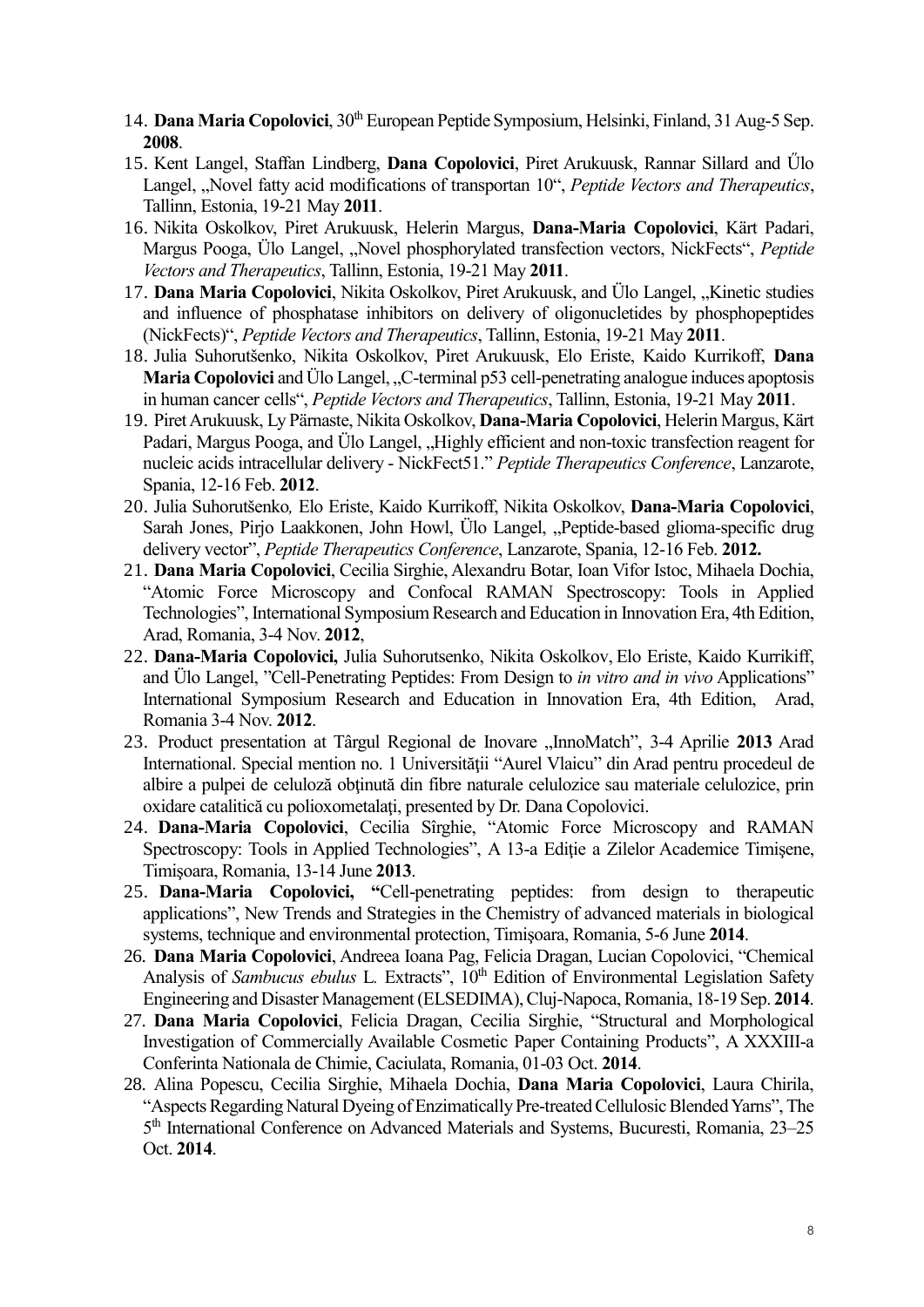14. **Dana Maria Copolovici**, 30th European Peptide Symposium, Helsinki, Finland, 31 Aug-5 Sep. **2008**.
15. Kent Langel, Staffan Lindberg, **Dana Copolovici**, Piret Arukuusk, Rannar Sillard and Űlo Langel, „Novel fatty acid modifications of transportan 10“, *Peptide Vectors and Therapeutics*, Tallinn, Estonia, 19-21 May **2011**.
16. Nikita Oskolkov, Piret Arukuusk, Helerin Margus, **Dana-Maria Copolovici**, Kärt Padari, Margus Pooga, Ülo Langel, „Novel phosphorylated transfection vectors, NickFects“, *Peptide Vectors and Therapeutics*, Tallinn, Estonia, 19-21 May **2011**.
17. **Dana Maria Copolovici**, Nikita Oskolkov, Piret Arukuusk, and Ülo Langel, „Kinetic studies and influence of phosphatase inhibitors on delivery of oligonucletides by phosphopeptides (NickFects)“, *Peptide Vectors and Therapeutics*, Tallinn, Estonia, 19-21 May **2011**.
18. Julia Suhorutšenko, Nikita Oskolkov, Piret Arukuusk, Elo Eriste, Kaido Kurrikoff, **Dana Maria Copolovici** and Ülo Langel, „C-terminal p53 cell-penetrating analogue induces apoptosis in human cancer cells“, *Peptide Vectors and Therapeutics*, Tallinn, Estonia, 19-21 May **2011**.
19. Piret Arukuusk, Ly Pärnaste, Nikita Oskolkov, **Dana-Maria Copolovici**, Helerin Margus, Kärt Padari, Margus Pooga, and Ülo Langel, „Highly efficient and non-toxic transfection reagent for nucleic acids intracellular delivery - NickFect51.“ *Peptide Therapeutics Conference*, Lanzarote, Spania, 12-16 Feb. **2012**.
20. Julia Suhorutšenko*,* Elo Eriste, Kaido Kurrikoff, Nikita Oskolkov, **Dana-Maria Copolovici**, Sarah Jones, Pirjo Laakkonen, John Howl, Ülo Langel, „Peptide-based glioma-specific drug delivery vector”, *Peptide Therapeutics Conference*, Lanzarote, Spania, 12-16 Feb. **2012.**
21. **Dana Maria Copolovici**, Cecilia Sirghie, Alexandru Botar, Ioan Vifor Istoc, Mihaela Dochia, "Atomic Force Microscopy and Confocal RAMAN Spectroscopy: Tools in Applied Technologies", International Symposium Research and Education in Innovation Era, 4th Edition, Arad, Romania, 3-4 Nov. **2012**,
22. **Dana-Maria Copolovici,** Julia Suhorutsenko, Nikita Oskolkov, Elo Eriste, Kaido Kurrikiff, and Ülo Langel, "Cell-Penetrating Peptides: From Design to *in vitro and in vivo* Applications" International Symposium Research and Education in Innovation Era, 4th Edition, Arad, Romania 3-4 Nov. **2012**.
23. Product presentation at Târgul Regional de Inovare „InnoMatch", 3-4 Aprilie **2013** Arad International. Special mention no. 1 Universității "Aurel Vlaicu" din Arad pentru procedeul de albire a pulpei de celuloză obținută din fibre naturale celulozice sau materiale celulozice, prin oxidare catalitică cu polioxometalați, presented by Dr. Dana Copolovici.
24. **Dana-Maria Copolovici**, Cecilia Sîrghie, "Atomic Force Microscopy and RAMAN Spectroscopy: Tools in Applied Technologies", A 13-a Ediţie a Zilelor Academice Timişene, Timişoara, Romania, 13-14 June **2013**.
25. **Dana-Maria Copolovici, "**Cell-penetrating peptides: from design to therapeutic applications", New Trends and Strategies in the Chemistry of advanced materials in biological systems, technique and environmental protection, Timişoara, Romania, 5-6 June **2014**.
26. **Dana Maria Copolovici**, Andreea Ioana Pag, Felicia Dragan, Lucian Copolovici, "Chemical Analysis of *Sambucus ebulus* L*.* Extracts", 10th Edition of Environmental Legislation Safety Engineering and Disaster Management (ELSEDIMA), Cluj-Napoca, Romania, 18-19 Sep. **2014**.
27. **Dana Maria Copolovici**, Felicia Dragan, Cecilia Sirghie, "Structural and Morphological Investigation of Commercially Available Cosmetic Paper Containing Products", A XXXIII-a Conferinta Nationala de Chimie, Caciulata, Romania, 01-03 Oct. **2014**.
28. Alina Popescu, Cecilia Sirghie, Mihaela Dochia, **Dana Maria Copolovici**, Laura Chirila, "Aspects Regarding Natural Dyeing of Enzimatically Pre-treated Cellulosic Blended Yarns", The 5th International Conference on Advanced Materials and Systems, Bucuresti, Romania, 23–25 Oct. **2014**.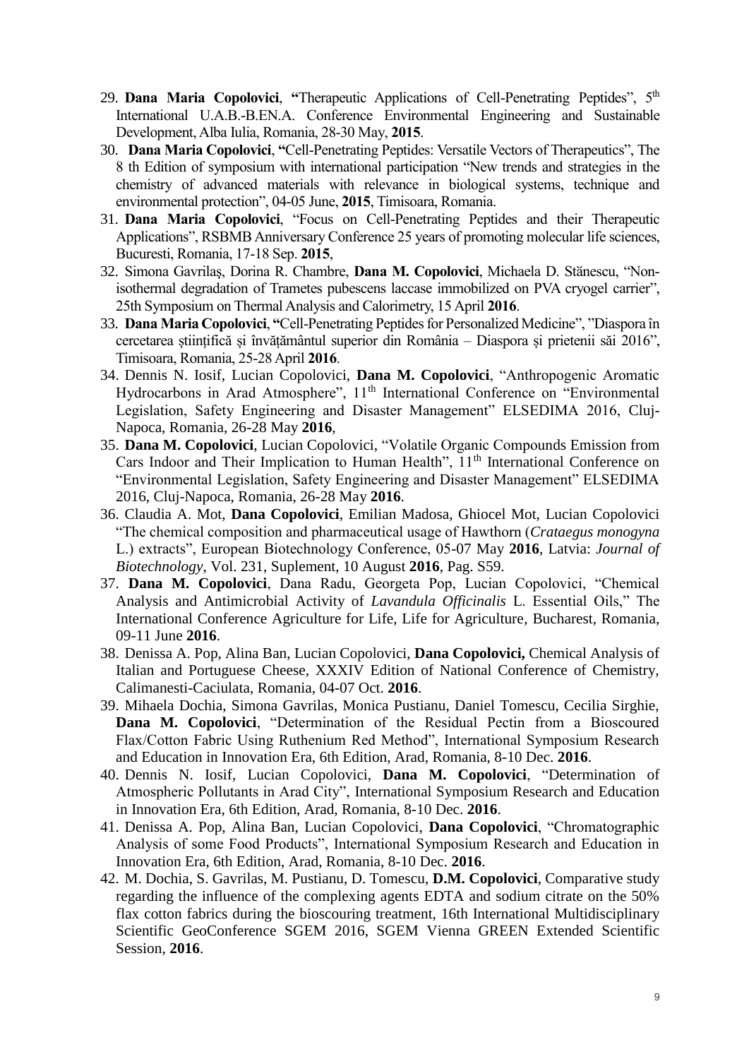29. **Dana Maria Copolovici**, **"**Therapeutic Applications of Cell-Penetrating Peptides", 5th International U.A.B.-B.EN.A. Conference Environmental Engineering and Sustainable Development, Alba Iulia, Romania, 28-30 May, **2015**.
30. **Dana Maria Copolovici**, **"**Cell-Penetrating Peptides: Versatile Vectors of Therapeutics", The 8 th Edition of symposium with international participation "New trends and strategies in the chemistry of advanced materials with relevance in biological systems, technique and environmental protection", 04-05 June, **2015**, Timisoara, Romania.
31. **Dana Maria Copolovici**, "Focus on Cell-Penetrating Peptides and their Therapeutic Applications", RSBMB Anniversary Conference 25 years of promoting molecular life sciences, Bucuresti, Romania, 17-18 Sep. **2015**,
32. Simona Gavrilaș, Dorina R. Chambre, **Dana M. Copolovici**, Michaela D. Stănescu, "Non-isothermal degradation of Trametes pubescens laccase immobilized on PVA cryogel carrier", 25th Symposium on Thermal Analysis and Calorimetry, 15 April **2016**.
33. **Dana Maria Copolovici**, **"**Cell-Penetrating Peptides for Personalized Medicine", "Diaspora în cercetarea științifică și învățământul superior din România – Diaspora și prietenii săi 2016", Timisoara, Romania, 25-28 April **2016**.
34. Dennis N. Iosif, Lucian Copolovici, **Dana M. Copolovici**, "Anthropogenic Aromatic Hydrocarbons in Arad Atmosphere", 11th International Conference on "Environmental Legislation, Safety Engineering and Disaster Management" ELSEDIMA 2016, Cluj-Napoca, Romania, 26-28 May **2016**,
35. **Dana M. Copolovici**, Lucian Copolovici, "Volatile Organic Compounds Emission from Cars Indoor and Their Implication to Human Health", 11th International Conference on "Environmental Legislation, Safety Engineering and Disaster Management" ELSEDIMA 2016, Cluj-Napoca, Romania, 26-28 May **2016**.
36. Claudia A. Mot, **Dana Copolovici**, Emilian Madosa, Ghiocel Mot, Lucian Copolovici "The chemical composition and pharmaceutical usage of Hawthorn (*Crataegus monogyna* L.) extracts", European Biotechnology Conference, 05-07 May **2016**, Latvia: *Journal of Biotechnology*, Vol. 231, Suplement, 10 August **2016**, Pag. S59.
37. **Dana M. Copolovici**, Dana Radu, Georgeta Pop, Lucian Copolovici, "Chemical Analysis and Antimicrobial Activity of *Lavandula Officinalis* L. Essential Oils," The International Conference Agriculture for Life, Life for Agriculture, Bucharest, Romania, 09-11 June **2016**.
38. Denissa A. Pop, Alina Ban, Lucian Copolovici, **Dana Copolovici,** Chemical Analysis of Italian and Portuguese Cheese, XXXIV Edition of National Conference of Chemistry, Calimanesti-Caciulata, Romania, 04-07 Oct. **2016**.
39. Mihaela Dochia, Simona Gavrilas, Monica Pustianu, Daniel Tomescu, Cecilia Sirghie, **Dana M. Copolovici**, "Determination of the Residual Pectin from a Bioscoured Flax/Cotton Fabric Using Ruthenium Red Method", International Symposium Research and Education in Innovation Era, 6th Edition, Arad, Romania, 8-10 Dec. **2016**.
40. Dennis N. Iosif, Lucian Copolovici, **Dana M. Copolovici**, "Determination of Atmospheric Pollutants in Arad City", International Symposium Research and Education in Innovation Era, 6th Edition, Arad, Romania, 8-10 Dec. **2016**.
41. Denissa A. Pop, Alina Ban, Lucian Copolovici, **Dana Copolovici**, "Chromatographic Analysis of some Food Products", International Symposium Research and Education in Innovation Era, 6th Edition, Arad, Romania, 8-10 Dec. **2016**.
42. M. Dochia, S. Gavrilas, M. Pustianu, D. Tomescu, **D.M. Copolovici**, Comparative study regarding the influence of the complexing agents EDTA and sodium citrate on the 50% flax cotton fabrics during the bioscouring treatment, 16th International Multidisciplinary Scientific GeoConference SGEM 2016, SGEM Vienna GREEN Extended Scientific Session, **2016**.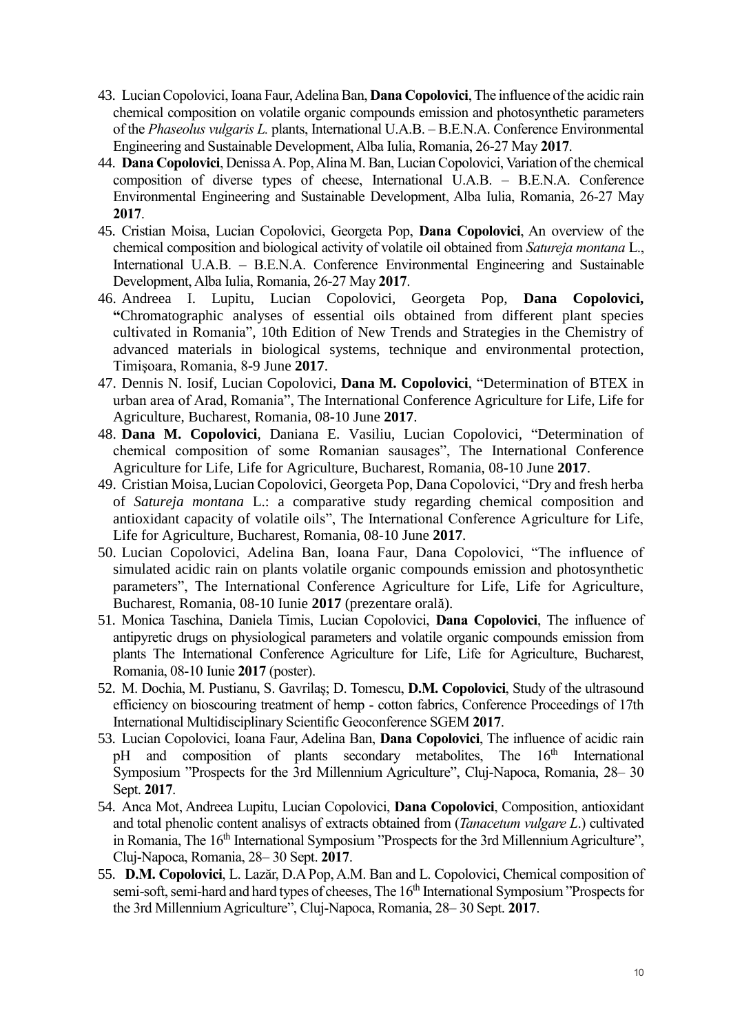43. Lucian Copolovici, Ioana Faur, Adelina Ban, **Dana Copolovici**, The influence of the acidic rain chemical composition on volatile organic compounds emission and photosynthetic parameters of the *Phaseolus vulgaris L.* plants, International U.A.B. – B.E.N.A. Conference Environmental Engineering and Sustainable Development, Alba Iulia, Romania, 26-27 May **2017**.
44. **Dana Copolovici**, Denissa A. Pop, Alina M. Ban, Lucian Copolovici, Variation of the chemical composition of diverse types of cheese, International U.A.B. – B.E.N.A. Conference Environmental Engineering and Sustainable Development, Alba Iulia, Romania, 26-27 May **2017**.
45. Cristian Moisa, Lucian Copolovici, Georgeta Pop, **Dana Copolovici**, An overview of the chemical composition and biological activity of volatile oil obtained from *Satureja montana* L., International U.A.B. – B.E.N.A. Conference Environmental Engineering and Sustainable Development, Alba Iulia, Romania, 26-27 May **2017**.
46. Andreea I. Lupitu, Lucian Copolovici, Georgeta Pop, **Dana Copolovici, "**Chromatographic analyses of essential oils obtained from different plant species cultivated in Romania", 10th Edition of New Trends and Strategies in the Chemistry of advanced materials in biological systems, technique and environmental protection, Timişoara, Romania, 8-9 June **2017**.
47. Dennis N. Iosif, Lucian Copolovici, **Dana M. Copolovici**, "Determination of BTEX in urban area of Arad, Romania", The International Conference Agriculture for Life, Life for Agriculture, Bucharest, Romania, 08-10 June **2017**.
48. **Dana M. Copolovici**, Daniana E. Vasiliu, Lucian Copolovici, "Determination of chemical composition of some Romanian sausages", The International Conference Agriculture for Life, Life for Agriculture, Bucharest, Romania, 08-10 June **2017**.
49. Cristian Moisa, Lucian Copolovici, Georgeta Pop, Dana Copolovici, "Dry and fresh herba of *Satureja montana* L.: a comparative study regarding chemical composition and antioxidant capacity of volatile oils", The International Conference Agriculture for Life, Life for Agriculture, Bucharest, Romania, 08-10 June **2017**.
50. Lucian Copolovici, Adelina Ban, Ioana Faur, Dana Copolovici, "The influence of simulated acidic rain on plants volatile organic compounds emission and photosynthetic parameters", The International Conference Agriculture for Life, Life for Agriculture, Bucharest, Romania, 08-10 Iunie **2017** (prezentare orală).
51. Monica Taschina, Daniela Timis, Lucian Copolovici, **Dana Copolovici**, The influence of antipyretic drugs on physiological parameters and volatile organic compounds emission from plants The International Conference Agriculture for Life, Life for Agriculture, Bucharest, Romania, 08-10 Iunie **2017** (poster).
52. M. Dochia, M. Pustianu, S. Gavrilaș; D. Tomescu, **D.M. Copolovici**, Study of the ultrasound efficiency on bioscouring treatment of hemp - cotton fabrics, Conference Proceedings of 17th International Multidisciplinary Scientific Geoconference SGEM **2017**.
53. Lucian Copolovici, Ioana Faur, Adelina Ban, **Dana Copolovici**, The influence of acidic rain pH and composition of plants secondary metabolites, The 16th International Symposium "Prospects for the 3rd Millennium Agriculture", Cluj-Napoca, Romania, 28– 30 Sept. **2017**.
54. Anca Mot, Andreea Lupitu, Lucian Copolovici, **Dana Copolovici**, Composition, antioxidant and total phenolic content analisys of extracts obtained from (*Tanacetum vulgare L*.) cultivated in Romania, The 16th International Symposium "Prospects for the 3rd Millennium Agriculture", Cluj-Napoca, Romania, 28– 30 Sept. **2017**.
55. **D.M. Copolovici**, L. Lazăr, D.A Pop, A.M. Ban and L. Copolovici, Chemical composition of semi-soft, semi-hard and hard types of cheeses, The 16th International Symposium "Prospects for the 3rd Millennium Agriculture", Cluj-Napoca, Romania, 28– 30 Sept. **2017**.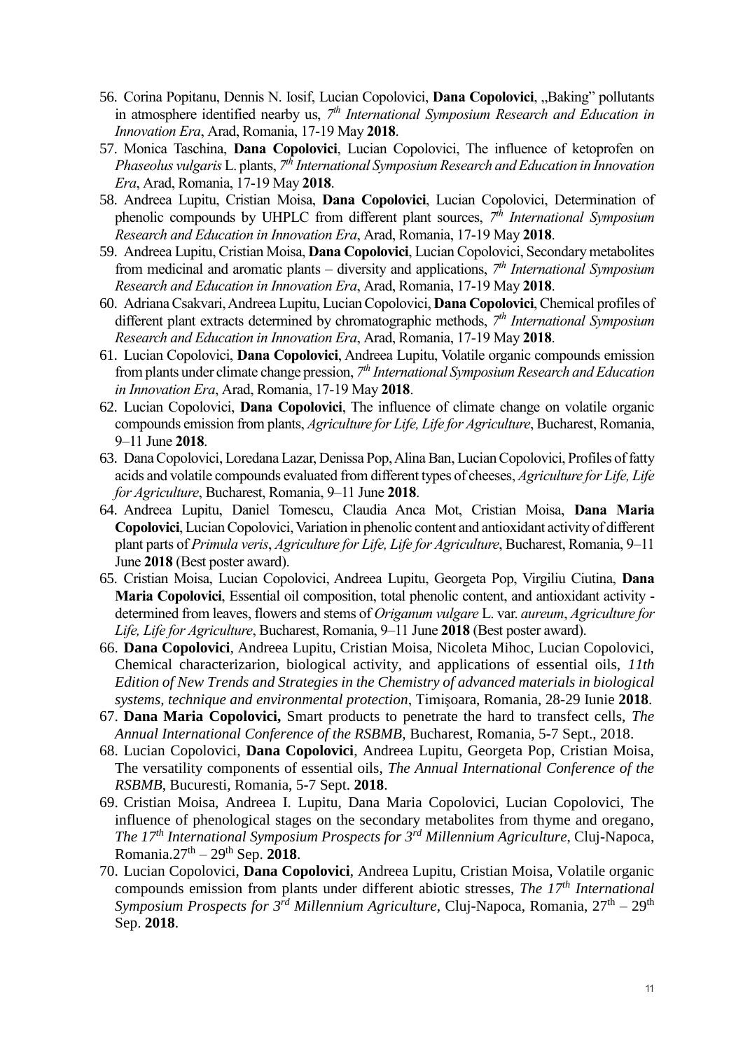56. Corina Popitanu, Dennis N. Iosif, Lucian Copolovici, **Dana Copolovici**, „Baking" pollutants in atmosphere identified nearby us, *7th International Symposium Research and Education in Innovation Era*, Arad, Romania, 17-19 May **2018**.
57. Monica Taschina, **Dana Copolovici**, Lucian Copolovici, The influence of ketoprofen on *Phaseolus vulgaris* L. plants, *7th International Symposium Research and Education in Innovation Era*, Arad, Romania, 17-19 May **2018**.
58. Andreea Lupitu, Cristian Moisa, **Dana Copolovici**, Lucian Copolovici, Determination of phenolic compounds by UHPLC from different plant sources, *7th International Symposium Research and Education in Innovation Era*, Arad, Romania, 17-19 May **2018**.
59. Andreea Lupitu, Cristian Moisa, **Dana Copolovici**, Lucian Copolovici, Secondary metabolites from medicinal and aromatic plants – diversity and applications, *7th International Symposium Research and Education in Innovation Era*, Arad, Romania, 17-19 May **2018**.
60. Adriana Csakvari, Andreea Lupitu, Lucian Copolovici, **Dana Copolovici**, Chemical profiles of different plant extracts determined by chromatographic methods, *7th International Symposium Research and Education in Innovation Era*, Arad, Romania, 17-19 May **2018**.
61. Lucian Copolovici, **Dana Copolovici**, Andreea Lupitu, Volatile organic compounds emission from plants under climate change pression, *7th International Symposium Research and Education in Innovation Era*, Arad, Romania, 17-19 May **2018**.
62. Lucian Copolovici, **Dana Copolovici**, The influence of climate change on volatile organic compounds emission from plants, *Agriculture for Life, Life for Agriculture*, Bucharest, Romania, 9–11 June **2018**.
63. Dana Copolovici, Loredana Lazar, Denissa Pop, Alina Ban, Lucian Copolovici, Profiles of fatty acids and volatile compounds evaluated from different types of cheeses, *Agriculture for Life, Life for Agriculture*, Bucharest, Romania, 9–11 June **2018**.
64. Andreea Lupitu, Daniel Tomescu, Claudia Anca Mot, Cristian Moisa, **Dana Maria Copolovici**, Lucian Copolovici, Variation in phenolic content and antioxidant activity of different plant parts of *Primula veris*, *Agriculture for Life, Life for Agriculture*, Bucharest, Romania, 9–11 June **2018** (Best poster award).
65. Cristian Moisa, Lucian Copolovici, Andreea Lupitu, Georgeta Pop, Virgiliu Ciutina, **Dana Maria Copolovici**, Essential oil composition, total phenolic content, and antioxidant activity - determined from leaves, flowers and stems of *Origanum vulgare* L. var. *aureum*, *Agriculture for Life, Life for Agriculture*, Bucharest, Romania, 9–11 June **2018** (Best poster award).
66. **Dana Copolovici**, Andreea Lupitu, Cristian Moisa, Nicoleta Mihoc, Lucian Copolovici, Chemical characterizarion, biological activity, and applications of essential oils, *11th Edition of New Trends and Strategies in the Chemistry of advanced materials in biological systems, technique and environmental protection*, Timişoara, Romania, 28-29 Iunie **2018**.
67. **Dana Maria Copolovici,** Smart products to penetrate the hard to transfect cells, *The Annual International Conference of the RSBMB*, Bucharest, Romania, 5-7 Sept., 2018.
68. Lucian Copolovici, **Dana Copolovici**, Andreea Lupitu, Georgeta Pop, Cristian Moisa, The versatility components of essential oils, *The Annual International Conference of the RSBMB*, Bucuresti, Romania, 5-7 Sept. **2018**.
69. Cristian Moisa, Andreea I. Lupitu, Dana Maria Copolovici, Lucian Copolovici, The influence of phenological stages on the secondary metabolites from thyme and oregano, *The 17th International Symposium Prospects for 3rd Millennium Agriculture*, Cluj-Napoca, Romania.27th – 29th Sep. **2018**.
70. Lucian Copolovici, **Dana Copolovici**, Andreea Lupitu, Cristian Moisa, Volatile organic compounds emission from plants under different abiotic stresses, *The 17th International Symposium Prospects for 3rd Millennium Agriculture*, Cluj-Napoca, Romania, 27th – 29th Sep. **2018**.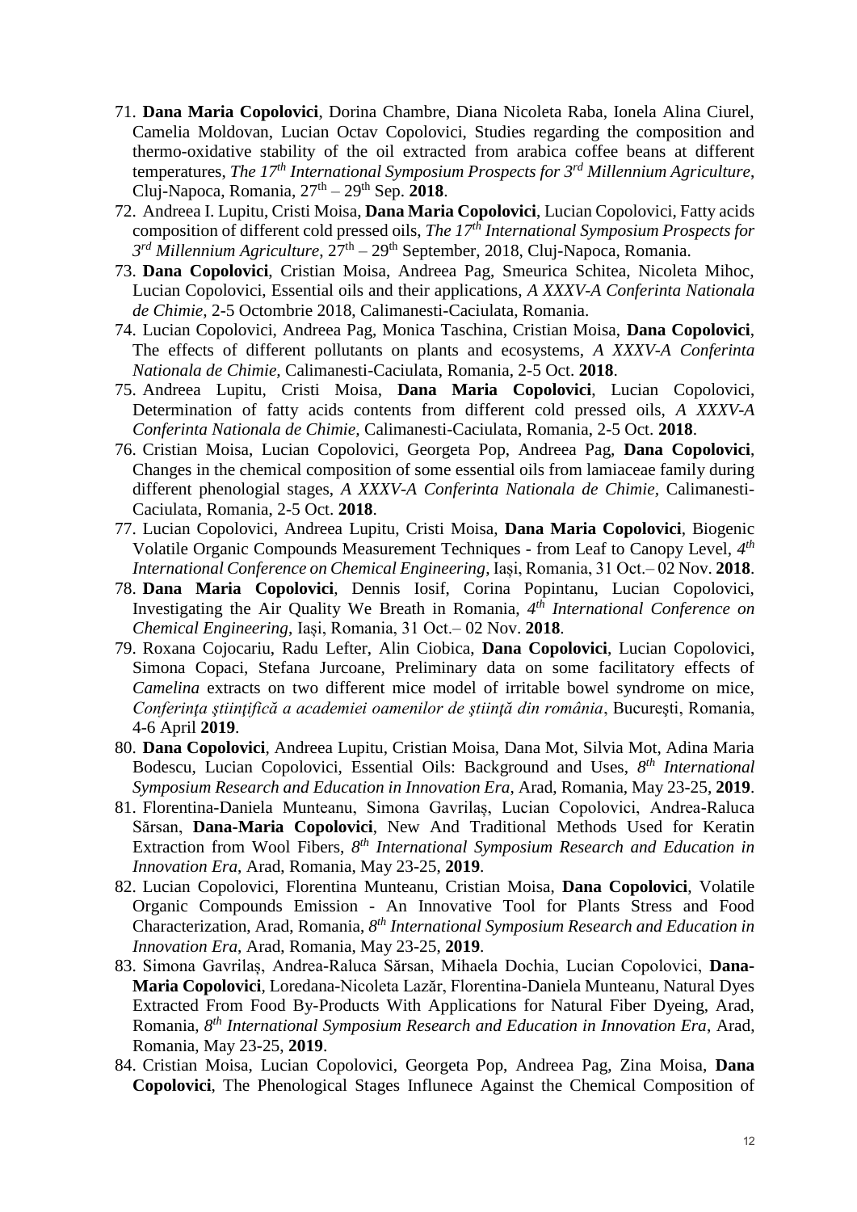71. **Dana Maria Copolovici**, Dorina Chambre, Diana Nicoleta Raba, Ionela Alina Ciurel, Camelia Moldovan, Lucian Octav Copolovici, Studies regarding the composition and thermo-oxidative stability of the oil extracted from arabica coffee beans at different temperatures, *The 17$^{th}$ International Symposium Prospects for 3$^{rd}$ Millennium Agriculture*, Cluj-Napoca, Romania, 27$^{th}$ – 29$^{th}$ Sep. **2018**.
72. Andreea I. Lupitu, Cristi Moisa, **Dana Maria Copolovici**, Lucian Copolovici, Fatty acids composition of different cold pressed oils, *The 17$^{th}$ International Symposium Prospects for 3$^{rd}$ Millennium Agriculture*, 27$^{th}$ – 29$^{th}$ September, 2018, Cluj-Napoca, Romania.
73. **Dana Copolovici**, Cristian Moisa, Andreea Pag, Smeurica Schitea, Nicoleta Mihoc, Lucian Copolovici, Essential oils and their applications, *A XXXV-A Conferinta Nationala de Chimie*, 2-5 Octombrie 2018, Calimanesti-Caciulata, Romania.
74. Lucian Copolovici, Andreea Pag, Monica Taschina, Cristian Moisa, **Dana Copolovici**, The effects of different pollutants on plants and ecosystems, *A XXXV-A Conferinta Nationala de Chimie,* Calimanesti-Caciulata, Romania, 2-5 Oct. **2018**.
75. Andreea Lupitu, Cristi Moisa, **Dana Maria Copolovici**, Lucian Copolovici, Determination of fatty acids contents from different cold pressed oils, *A XXXV-A Conferinta Nationala de Chimie,* Calimanesti-Caciulata, Romania, 2-5 Oct. **2018**.
76. Cristian Moisa, Lucian Copolovici, Georgeta Pop, Andreea Pag, **Dana Copolovici**, Changes in the chemical composition of some essential oils from lamiaceae family during different phenologial stages, *A XXXV-A Conferinta Nationala de Chimie*, Calimanesti-Caciulata, Romania, 2-5 Oct. **2018**.
77. Lucian Copolovici, Andreea Lupitu, Cristi Moisa, **Dana Maria Copolovici**, Biogenic Volatile Organic Compounds Measurement Techniques - from Leaf to Canopy Level, *4$^{th}$ International Conference on Chemical Engineering*, Iași, Romania, 31 Oct.– 02 Nov. **2018**.
78. **Dana Maria Copolovici**, Dennis Iosif, Corina Popintanu, Lucian Copolovici, Investigating the Air Quality We Breath in Romania, *4$^{th}$ International Conference on Chemical Engineering*, Iași, Romania, 31 Oct.– 02 Nov. **2018**.
79. Roxana Cojocariu, Radu Lefter, Alin Ciobica, **Dana Copolovici**, Lucian Copolovici, Simona Copaci, Stefana Jurcoane, Preliminary data on some facilitatory effects of *Camelina* extracts on two different mice model of irritable bowel syndrome on mice, *Conferinţa ştiinţifică a academiei oamenilor de ştiinţă din românia*, Bucureşti, Romania, 4-6 April **2019**.
80. **Dana Copolovici**, Andreea Lupitu, Cristian Moisa, Dana Mot, Silvia Mot, Adina Maria Bodescu, Lucian Copolovici, Essential Oils: Background and Uses, *8$^{th}$ International Symposium Research and Education in Innovation Era*, Arad, Romania, May 23-25, **2019**.
81. Florentina-Daniela Munteanu, Simona Gavrilaș, Lucian Copolovici, Andrea-Raluca Sărsan, **Dana-Maria Copolovici**, New And Traditional Methods Used for Keratin Extraction from Wool Fibers, *8$^{th}$ International Symposium Research and Education in Innovation Era*, Arad, Romania, May 23-25, **2019**.
82. Lucian Copolovici, Florentina Munteanu, Cristian Moisa, **Dana Copolovici**, Volatile Organic Compounds Emission - An Innovative Tool for Plants Stress and Food Characterization, Arad, Romania, *8$^{th}$ International Symposium Research and Education in Innovation Era*, Arad, Romania, May 23-25, **2019**.
83. Simona Gavrilaș, Andrea-Raluca Sărsan, Mihaela Dochia, Lucian Copolovici, **Dana-Maria Copolovici**, Loredana-Nicoleta Lazăr, Florentina-Daniela Munteanu, Natural Dyes Extracted From Food By-Products With Applications for Natural Fiber Dyeing, Arad, Romania, *8$^{th}$ International Symposium Research and Education in Innovation Era*, Arad, Romania, May 23-25, **2019**.
84. Cristian Moisa, Lucian Copolovici, Georgeta Pop, Andreea Pag, Zina Moisa, **Dana Copolovici**, The Phenological Stages Influnece Against the Chemical Composition of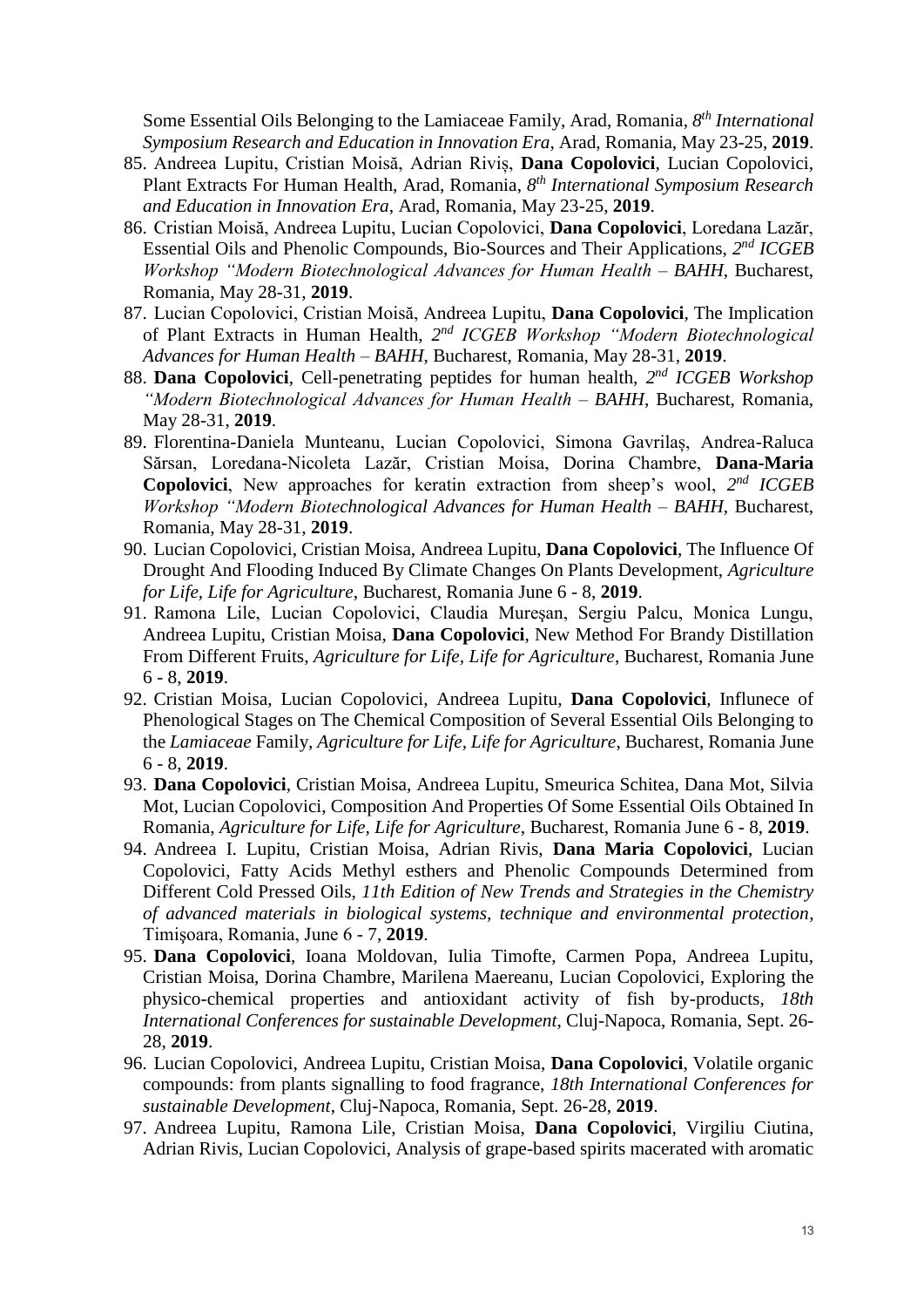Some Essential Oils Belonging to the Lamiaceae Family, Arad, Romania, *8th International Symposium Research and Education in Innovation Era*, Arad, Romania, May 23-25, **2019**.

85. Andreea Lupitu, Cristian Moisă, Adrian Riviș, **Dana Copolovici**, Lucian Copolovici, Plant Extracts For Human Health, Arad, Romania, *8th International Symposium Research and Education in Innovation Era*, Arad, Romania, May 23-25, **2019**.
86. Cristian Moisă, Andreea Lupitu, Lucian Copolovici, **Dana Copolovici**, Loredana Lazăr, Essential Oils and Phenolic Compounds, Bio-Sources and Their Applications, *2nd ICGEB Workshop "Modern Biotechnological Advances for Human Health – BAHH*, Bucharest, Romania, May 28-31, **2019**.
87. Lucian Copolovici, Cristian Moisă, Andreea Lupitu, **Dana Copolovici**, The Implication of Plant Extracts in Human Health, *2nd ICGEB Workshop "Modern Biotechnological Advances for Human Health – BAHH*, Bucharest, Romania, May 28-31, **2019**.
88. **Dana Copolovici**, Cell-penetrating peptides for human health, *2nd ICGEB Workshop "Modern Biotechnological Advances for Human Health – BAHH*, Bucharest, Romania, May 28-31, **2019**.
89. Florentina-Daniela Munteanu, Lucian Copolovici, Simona Gavrilaș, Andrea-Raluca Sărsan, Loredana-Nicoleta Lazăr, Cristian Moisa, Dorina Chambre, **Dana-Maria Copolovici**, New approaches for keratin extraction from sheep's wool, *2nd ICGEB Workshop "Modern Biotechnological Advances for Human Health – BAHH*, Bucharest, Romania, May 28-31, **2019**.
90. Lucian Copolovici, Cristian Moisa, Andreea Lupitu, **Dana Copolovici**, The Influence Of Drought And Flooding Induced By Climate Changes On Plants Development, *Agriculture for Life, Life for Agriculture*, Bucharest, Romania June 6 - 8, **2019**.
91. Ramona Lile, Lucian Copolovici, Claudia Mureșan, Sergiu Palcu, Monica Lungu, Andreea Lupitu, Cristian Moisa, **Dana Copolovici**, New Method For Brandy Distillation From Different Fruits, *Agriculture for Life, Life for Agriculture*, Bucharest, Romania June 6 - 8, **2019**.
92. Cristian Moisa, Lucian Copolovici, Andreea Lupitu, **Dana Copolovici**, Influnece of Phenological Stages on The Chemical Composition of Several Essential Oils Belonging to the *Lamiaceae* Family, *Agriculture for Life, Life for Agriculture*, Bucharest, Romania June 6 - 8, **2019**.
93. **Dana Copolovici**, Cristian Moisa, Andreea Lupitu, Smeurica Schitea, Dana Mot, Silvia Mot, Lucian Copolovici, Composition And Properties Of Some Essential Oils Obtained In Romania, *Agriculture for Life, Life for Agriculture*, Bucharest, Romania June 6 - 8, **2019**.
94. Andreea I. Lupitu, Cristian Moisa, Adrian Rivis, **Dana Maria Copolovici**, Lucian Copolovici, Fatty Acids Methyl esthers and Phenolic Compounds Determined from Different Cold Pressed Oils, *11th Edition of New Trends and Strategies in the Chemistry of advanced materials in biological systems, technique and environmental protection*, Timişoara, Romania, June 6 - 7, **2019**.
95. **Dana Copolovici**, Ioana Moldovan, Iulia Timofte, Carmen Popa, Andreea Lupitu, Cristian Moisa, Dorina Chambre, Marilena Maereanu, Lucian Copolovici, Exploring the physico-chemical properties and antioxidant activity of fish by-products, *18th International Conferences for sustainable Development*, Cluj-Napoca, Romania, Sept. 26-28, **2019**.
96. Lucian Copolovici, Andreea Lupitu, Cristian Moisa, **Dana Copolovici**, Volatile organic compounds: from plants signalling to food fragrance, *18th International Conferences for sustainable Development*, Cluj-Napoca, Romania, Sept. 26-28, **2019**.
97. Andreea Lupitu, Ramona Lile, Cristian Moisa, **Dana Copolovici**, Virgiliu Ciutina, Adrian Rivis, Lucian Copolovici, Analysis of grape-based spirits macerated with aromatic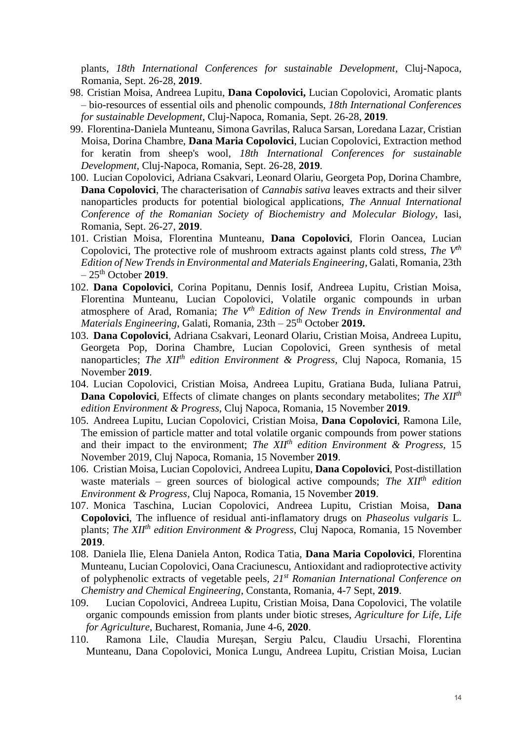plants, *18th International Conferences for sustainable Development*, Cluj-Napoca, Romania, Sept. 26-28, **2019**.

98. Cristian Moisa, Andreea Lupitu, **Dana Copolovici,** Lucian Copolovici, Aromatic plants – bio-resources of essential oils and phenolic compounds, *18th International Conferences for sustainable Development*, Cluj-Napoca, Romania, Sept. 26-28, **2019**.
99. Florentina-Daniela Munteanu, Simona Gavrilas, Raluca Sarsan, Loredana Lazar, Cristian Moisa, Dorina Chambre, **Dana Maria Copolovici**, Lucian Copolovici, Extraction method for keratin from sheep's wool, *18th International Conferences for sustainable Development*, Cluj-Napoca, Romania, Sept. 26-28, **2019**.
100. Lucian Copolovici, Adriana Csakvari, Leonard Olariu, Georgeta Pop, Dorina Chambre, **Dana Copolovici**, The characterisation of *Cannabis sativa* leaves extracts and their silver nanoparticles products for potential biological applications, *The Annual International Conference of the Romanian Society of Biochemistry and Molecular Biology*, Iasi, Romania, Sept. 26-27, **2019**.
101. Cristian Moisa, Florentina Munteanu, **Dana Copolovici**, Florin Oancea, Lucian Copolovici, The protective role of mushroom extracts against plants cold stress, *The V^th^ Edition of New Trends in Environmental and Materials Engineering*, Galati, Romania, 23th – 25^th^ October **2019**.
102. **Dana Copolovici**, Corina Popitanu, Dennis Iosif, Andreea Lupitu, Cristian Moisa, Florentina Munteanu, Lucian Copolovici, Volatile organic compounds in urban atmosphere of Arad, Romania; *The V^th^ Edition of New Trends in Environmental and Materials Engineering*, Galati, Romania, 23th – 25^th^ October **2019.**
103. **Dana Copolovici**, Adriana Csakvari, Leonard Olariu, Cristian Moisa, Andreea Lupitu, Georgeta Pop, Dorina Chambre, Lucian Copolovici, Green synthesis of metal nanoparticles; *The XII^th^ edition Environment & Progress*, Cluj Napoca, Romania, 15 November **2019**.
104. Lucian Copolovici, Cristian Moisa, Andreea Lupitu, Gratiana Buda, Iuliana Patrui, **Dana Copolovici**, Effects of climate changes on plants secondary metabolites; *The XII^th^ edition Environment & Progress*, Cluj Napoca, Romania, 15 November **2019**.
105. Andreea Lupitu, Lucian Copolovici, Cristian Moisa, **Dana Copolovici**, Ramona Lile, The emission of particle matter and total volatile organic compounds from power stations and their impact to the environment; *The XII^th^ edition Environment & Progress*, 15 November 2019, Cluj Napoca, Romania, 15 November **2019**.
106. Cristian Moisa, Lucian Copolovici, Andreea Lupitu, **Dana Copolovici**, Post-distillation waste materials – green sources of biological active compounds; *The XII^th^ edition Environment & Progress*, Cluj Napoca, Romania, 15 November **2019**.
107. Monica Taschina, Lucian Copolovici, Andreea Lupitu, Cristian Moisa, **Dana Copolovici**, The influence of residual anti-inflamatory drugs on *Phaseolus vulgaris* L. plants; *The XII^th^ edition Environment & Progress*, Cluj Napoca, Romania, 15 November **2019**.
108. Daniela Ilie, Elena Daniela Anton, Rodica Tatia, **Dana Maria Copolovici**, Florentina Munteanu, Lucian Copolovici, Oana Craciunescu, Antioxidant and radioprotective activity of polyphenolic extracts of vegetable peels, *21^st^ Romanian International Conference on Chemistry and Chemical Engineering*, Constanta, Romania, 4-7 Sept, **2019**.
109. Lucian Copolovici, Andreea Lupitu, Cristian Moisa, Dana Copolovici, The volatile organic compounds emission from plants under biotic streses, *Agriculture for Life, Life for Agriculture*, Bucharest, Romania, June 4-6, **2020**.
110. Ramona Lile, Claudia Mureșan, Sergiu Palcu, Claudiu Ursachi, Florentina Munteanu, Dana Copolovici, Monica Lungu, Andreea Lupitu, Cristian Moisa, Lucian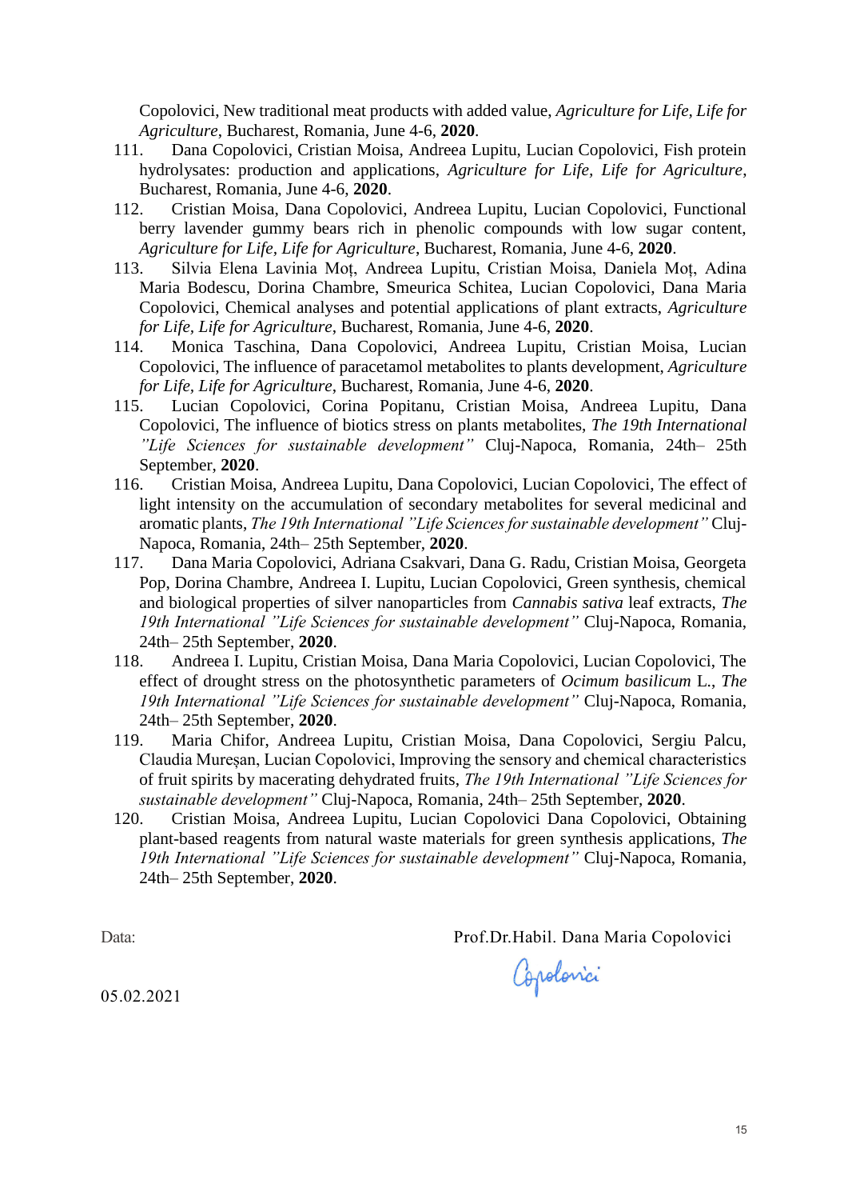Copolovici, New traditional meat products with added value, *Agriculture for Life, Life for Agriculture*, Bucharest, Romania, June 4-6, **2020**.

111. Dana Copolovici, Cristian Moisa, Andreea Lupitu, Lucian Copolovici, Fish protein hydrolysates: production and applications, *Agriculture for Life, Life for Agriculture*, Bucharest, Romania, June 4-6, **2020**.
112. Cristian Moisa, Dana Copolovici, Andreea Lupitu, Lucian Copolovici, Functional berry lavender gummy bears rich in phenolic compounds with low sugar content, *Agriculture for Life, Life for Agriculture*, Bucharest, Romania, June 4-6, **2020**.
113. Silvia Elena Lavinia Moț, Andreea Lupitu, Cristian Moisa, Daniela Moț, Adina Maria Bodescu, Dorina Chambre, Smeurica Schitea, Lucian Copolovici, Dana Maria Copolovici, Chemical analyses and potential applications of plant extracts, *Agriculture for Life, Life for Agriculture*, Bucharest, Romania, June 4-6, **2020**.
114. Monica Taschina, Dana Copolovici, Andreea Lupitu, Cristian Moisa, Lucian Copolovici, The influence of paracetamol metabolites to plants development, *Agriculture for Life, Life for Agriculture*, Bucharest, Romania, June 4-6, **2020**.
115. Lucian Copolovici, Corina Popitanu, Cristian Moisa, Andreea Lupitu, Dana Copolovici, The influence of biotics stress on plants metabolites, *The 19th International "Life Sciences for sustainable development"* Cluj-Napoca, Romania, 24th– 25th September, **2020**.
116. Cristian Moisa, Andreea Lupitu, Dana Copolovici, Lucian Copolovici, The effect of light intensity on the accumulation of secondary metabolites for several medicinal and aromatic plants, *The 19th International "Life Sciences for sustainable development"* Cluj-Napoca, Romania, 24th– 25th September, **2020**.
117. Dana Maria Copolovici, Adriana Csakvari, Dana G. Radu, Cristian Moisa, Georgeta Pop, Dorina Chambre, Andreea I. Lupitu, Lucian Copolovici, Green synthesis, chemical and biological properties of silver nanoparticles from *Cannabis sativa* leaf extracts, *The 19th International "Life Sciences for sustainable development"* Cluj-Napoca, Romania, 24th– 25th September, **2020**.
118. Andreea I. Lupitu, Cristian Moisa, Dana Maria Copolovici, Lucian Copolovici, The effect of drought stress on the photosynthetic parameters of *Ocimum basilicum* L., *The 19th International "Life Sciences for sustainable development"* Cluj-Napoca, Romania, 24th– 25th September, **2020**.
119. Maria Chifor, Andreea Lupitu, Cristian Moisa, Dana Copolovici, Sergiu Palcu, Claudia Mureșan, Lucian Copolovici, Improving the sensory and chemical characteristics of fruit spirits by macerating dehydrated fruits, *The 19th International "Life Sciences for sustainable development"* Cluj-Napoca, Romania, 24th– 25th September, **2020**.
120. Cristian Moisa, Andreea Lupitu, Lucian Copolovici Dana Copolovici, Obtaining plant-based reagents from natural waste materials for green synthesis applications, *The 19th International "Life Sciences for sustainable development"* Cluj-Napoca, Romania, 24th– 25th September, **2020**.

Data: Prof.Dr.Habil. Dana Maria Copolovici

Copolovici

05.02.2021